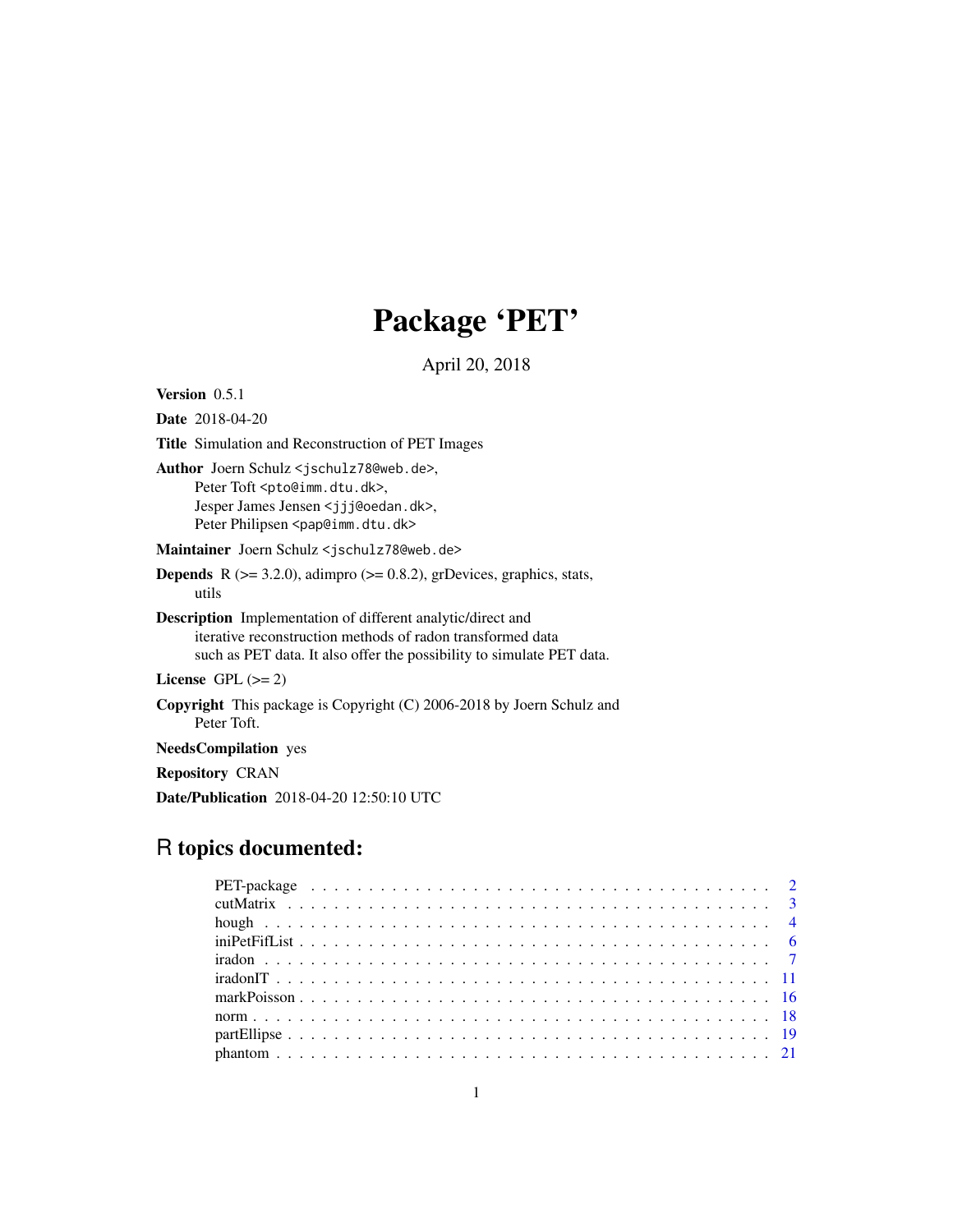# Package 'PET'

April 20, 2018

**Version** 0.5.1

**Date** 2018-04-20

**Title** Simulation and Reconstruction of PET Images

**Author** Joern Schulz <jschulz78@web.de>,
Peter Toft <pto@imm.dtu.dk>,
Jesper James Jensen <jjj@oedan.dk>,
Peter Philipsen <pap@imm.dtu.dk>

**Maintainer** Joern Schulz <jschulz78@web.de>

**Depends** R (>= 3.2.0), adimpro (>= 0.8.2), grDevices, graphics, stats, utils

**Description** Implementation of different analytic/direct and iterative reconstruction methods of radon transformed data such as PET data. It also offer the possibility to simulate PET data.

**License** GPL (>= 2)

**Copyright** This package is Copyright (C) 2006-2018 by Joern Schulz and Peter Toft.

**NeedsCompilation** yes

**Repository** CRAN

**Date/Publication** 2018-04-20 12:50:10 UTC

## R topics documented:

- PET-package . . . . . . . . . . . . . . . . . . . . . . . . . . . . . . . . . . . . . . . . 2
- cutMatrix . . . . . . . . . . . . . . . . . . . . . . . . . . . . . . . . . . . . . . . . 3
- hough . . . . . . . . . . . . . . . . . . . . . . . . . . . . . . . . . . . . . . . . 4
- iniPetFifList . . . . . . . . . . . . . . . . . . . . . . . . . . . . . . . . . . . . . . . . 6
- iradon . . . . . . . . . . . . . . . . . . . . . . . . . . . . . . . . . . . . . . . . 7
- iradonIT . . . . . . . . . . . . . . . . . . . . . . . . . . . . . . . . . . . . . . . . 11
- markPoisson . . . . . . . . . . . . . . . . . . . . . . . . . . . . . . . . . . . . . . . . 16
- norm . . . . . . . . . . . . . . . . . . . . . . . . . . . . . . . . . . . . . . . . 18
- partEllipse . . . . . . . . . . . . . . . . . . . . . . . . . . . . . . . . . . . . . . . . 19
- phantom . . . . . . . . . . . . . . . . . . . . . . . . . . . . . . . . . . . . . . . . 21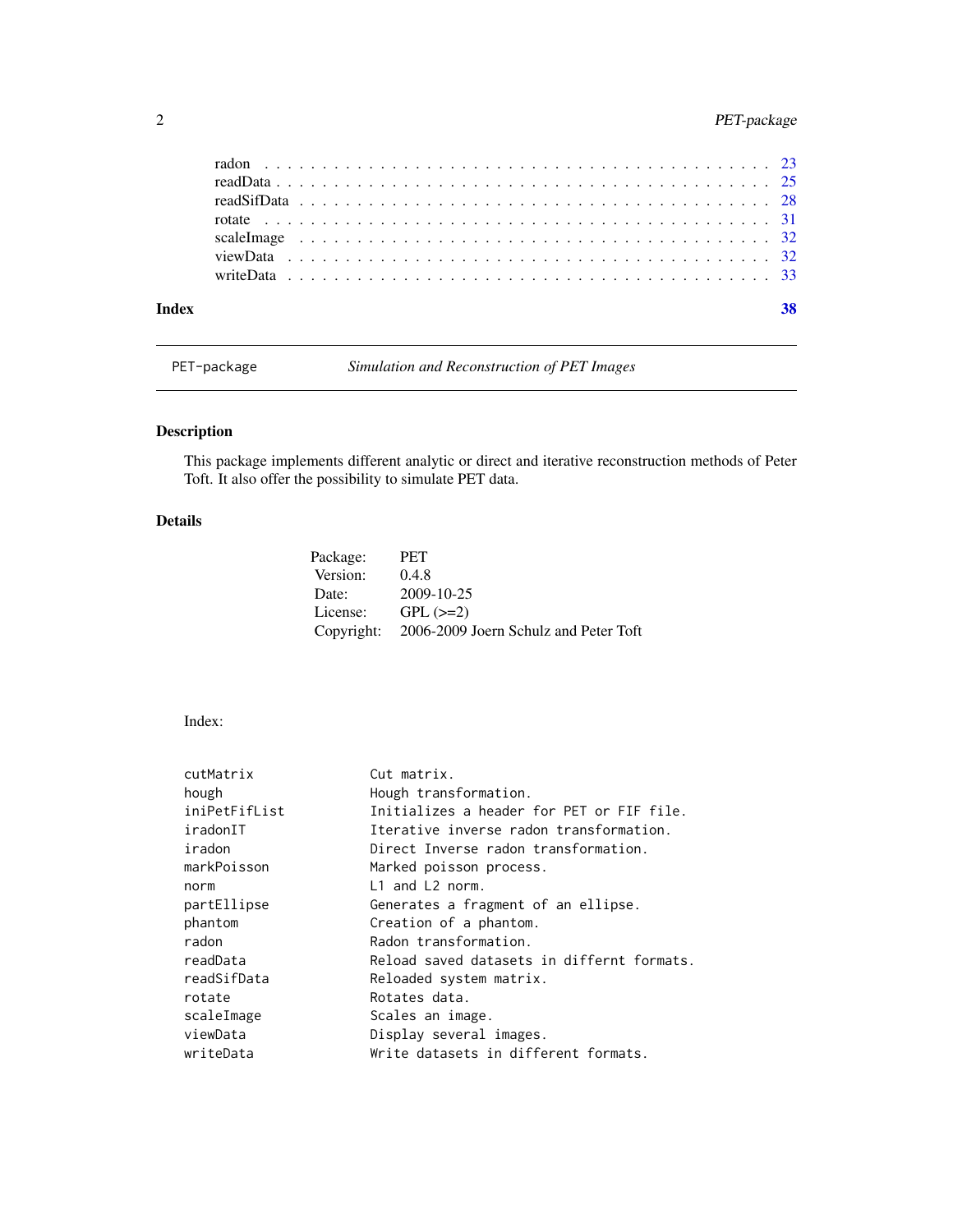| | |
|---|---|
| radon | 23 |
| readData | 25 |
| readSifData | 28 |
| rotate | 31 |
| scaleImage | 32 |
| viewData | 32 |
| writeData | 33 |

**Index** **38**

---

PET-package *Simulation and Reconstruction of PET Images*

---

## Description

This package implements different analytic or direct and iterative reconstruction methods of Peter Toft. It also offer the possibility to simulate PET data.

## Details

| | |
|---|---|
| Package: | PET |
| Version: | 0.4.8 |
| Date: | 2009-10-25 |
| License: | GPL (>=2) |
| Copyright: | 2006-2009 Joern Schulz and Peter Toft |

Index:

```
cutMatrix               Cut matrix.
hough                   Hough transformation.
iniPetFifList           Initializes a header for PET or FIF file.
iradonIT                Iterative inverse radon transformation.
iradon                  Direct Inverse radon transformation.
markPoisson             Marked poisson process.
norm                    L1 and L2 norm.
partEllipse             Generates a fragment of an ellipse.
phantom                 Creation of a phantom.
radon                   Radon transformation.
readData                Reload saved datasets in differnt formats.
readSifData             Reloaded system matrix.
rotate                  Rotates data.
scaleImage              Scales an image.
viewData                Display several images.
writeData               Write datasets in different formats.
```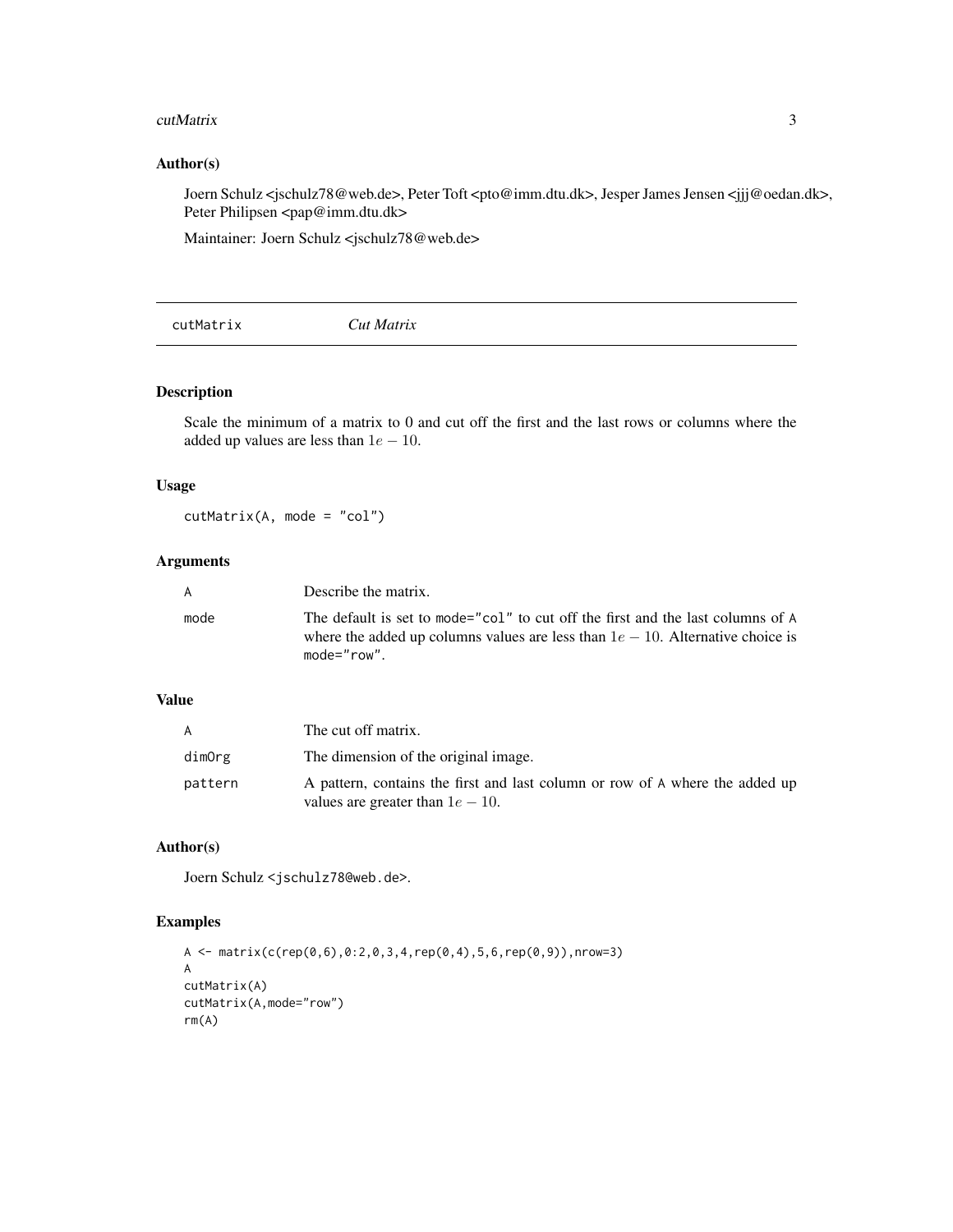## Author(s)

Joern Schulz <jschulz78@web.de>, Peter Toft <pto@imm.dtu.dk>, Jesper James Jensen <jjj@oedan.dk>, Peter Philipsen <pap@imm.dtu.dk>

Maintainer: Joern Schulz <jschulz78@web.de>

---

# cutMatrix *Cut Matrix*

---

## Description

Scale the minimum of a matrix to 0 and cut off the first and the last rows or columns where the added up values are less than $1e-10$.

## Usage

```
cutMatrix(A, mode = "col")
```

## Arguments

| | |
|---|---|
| A | Describe the matrix. |
| mode | The default is set to mode="col" to cut off the first and the last columns of A where the added up columns values are less than $1e-10$. Alternative choice is mode="row". |

## Value

| | |
|---|---|
| A | The cut off matrix. |
| dimOrg | The dimension of the original image. |
| pattern | A pattern, contains the first and last column or row of A where the added up values are greater than $1e-10$. |

## Author(s)

Joern Schulz <jschulz78@web.de>.

## Examples

```
A <- matrix(c(rep(0,6),0:2,0,3,4,rep(0,4),5,6,rep(0,9)),nrow=3)
A
cutMatrix(A)
cutMatrix(A,mode="row")
rm(A)
```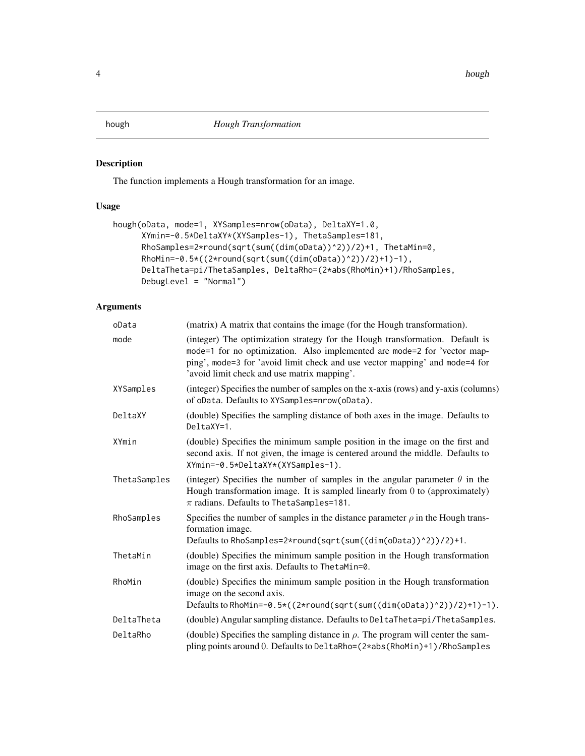## hough — *Hough Transformation*

### Description

The function implements a Hough transformation for an image.

### Usage

```
hough(oData, mode=1, XYSamples=nrow(oData), DeltaXY=1.0,
      XYmin=-0.5*DeltaXY*(XYSamples-1), ThetaSamples=181,
      RhoSamples=2*round(sqrt(sum((dim(oData))^2))/2)+1, ThetaMin=0,
      RhoMin=-0.5*((2*round(sqrt(sum((dim(oData))^2))/2)+1)-1),
      DeltaTheta=pi/ThetaSamples, DeltaRho=(2*abs(RhoMin)+1)/RhoSamples,
      DebugLevel = "Normal")
```

### Arguments

| | |
|---|---|
| oData | (matrix) A matrix that contains the image (for the Hough transformation). |
| mode | (integer) The optimization strategy for the Hough transformation. Default is `mode=1` for no optimization. Also implemented are `mode=2` for 'vector mapping', `mode=3` for 'avoid limit check and use vector mapping' and `mode=4` for 'avoid limit check and use matrix mapping'. |
| XYSamples | (integer) Specifies the number of samples on the x-axis (rows) and y-axis (columns) of `oData`. Defaults to `XYSamples=nrow(oData)`. |
| DeltaXY | (double) Specifies the sampling distance of both axes in the image. Defaults to `DeltaXY=1`. |
| XYmin | (double) Specifies the minimum sample position in the image on the first and second axis. If not given, the image is centered around the middle. Defaults to `XYmin=-0.5*DeltaXY*(XYSamples-1)`. |
| ThetaSamples | (integer) Specifies the number of samples in the angular parameter $\theta$ in the Hough transformation image. It is sampled linearly from 0 to (approximately) $\pi$ radians. Defaults to `ThetaSamples=181`. |
| RhoSamples | Specifies the number of samples in the distance parameter $\rho$ in the Hough transformation image. Defaults to `RhoSamples=2*round(sqrt(sum((dim(oData))^2))/2)+1`. |
| ThetaMin | (double) Specifies the minimum sample position in the Hough transformation image on the first axis. Defaults to `ThetaMin=0`. |
| RhoMin | (double) Specifies the minimum sample position in the Hough transformation image on the second axis. Defaults to `RhoMin=-0.5*((2*round(sqrt(sum((dim(oData))^2))/2)+1)-1)`. |
| DeltaTheta | (double) Angular sampling distance. Defaults to `DeltaTheta=pi/ThetaSamples`. |
| DeltaRho | (double) Specifies the sampling distance in $\rho$. The program will center the sampling points around 0. Defaults to `DeltaRho=(2*abs(RhoMin)+1)/RhoSamples` |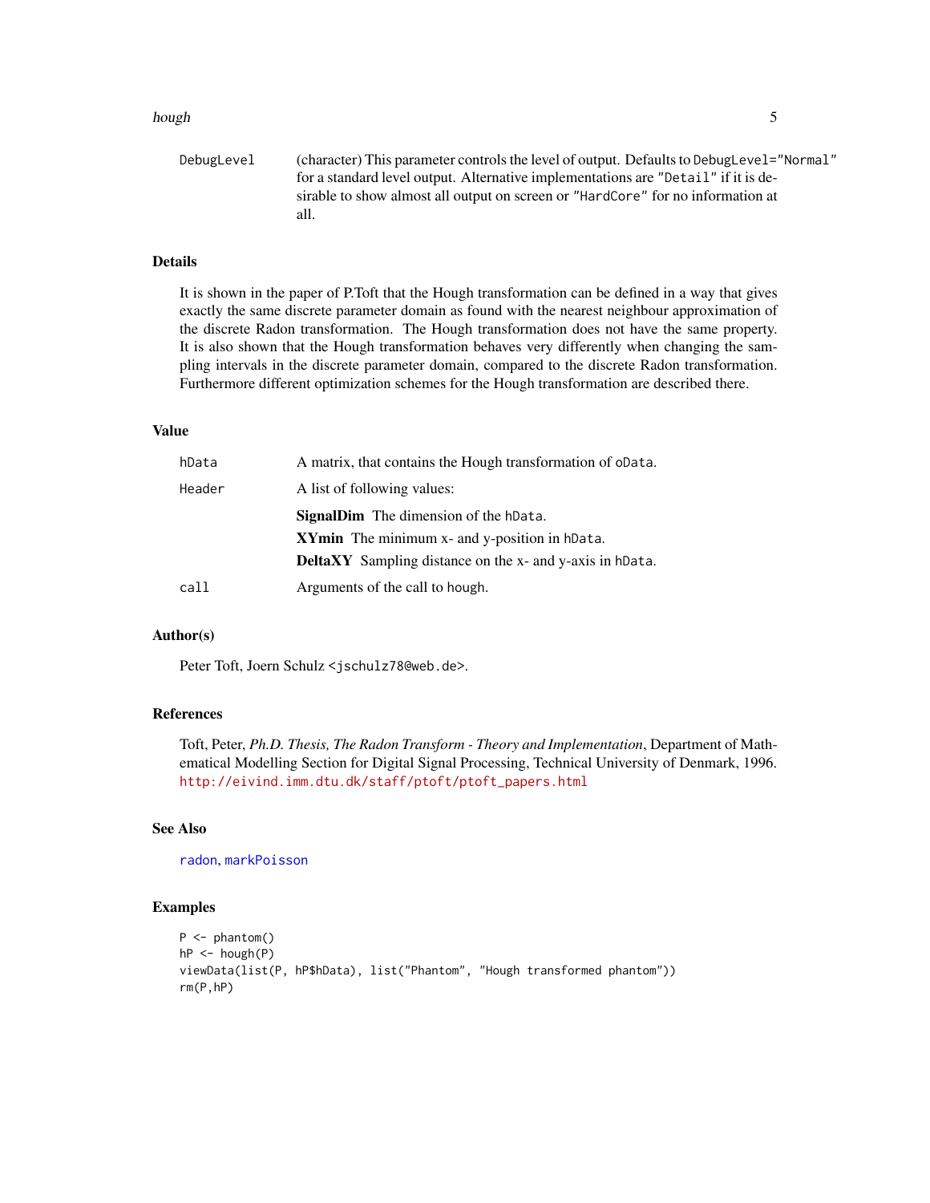DebugLevel (character) This parameter controls the level of output. Defaults to DebugLevel="Normal" for a standard level output. Alternative implementations are "Detail" if it is desirable to show almost all output on screen or "HardCore" for no information at all.

## Details

It is shown in the paper of P.Toft that the Hough transformation can be defined in a way that gives exactly the same discrete parameter domain as found with the nearest neighbour approximation of the discrete Radon transformation. The Hough transformation does not have the same property. It is also shown that the Hough transformation behaves very differently when changing the sampling intervals in the discrete parameter domain, compared to the discrete Radon transformation. Furthermore different optimization schemes for the Hough transformation are described there.

## Value

hData A matrix, that contains the Hough transformation of oData.

Header A list of following values:

- **SignalDim** The dimension of the hData.
- **XYmin** The minimum x- and y-position in hData.
- **DeltaXY** Sampling distance on the x- and y-axis in hData.

call Arguments of the call to hough.

## Author(s)

Peter Toft, Joern Schulz <jschulz78@web.de>.

## References

Toft, Peter, *Ph.D. Thesis, The Radon Transform - Theory and Implementation*, Department of Mathematical Modelling Section for Digital Signal Processing, Technical University of Denmark, 1996. http://eivind.imm.dtu.dk/staff/ptoft/ptoft_papers.html

## See Also

radon, markPoisson

## Examples

```
P <- phantom()
hP <- hough(P)
viewData(list(P, hP$hData), list("Phantom", "Hough transformed phantom"))
rm(P,hP)
```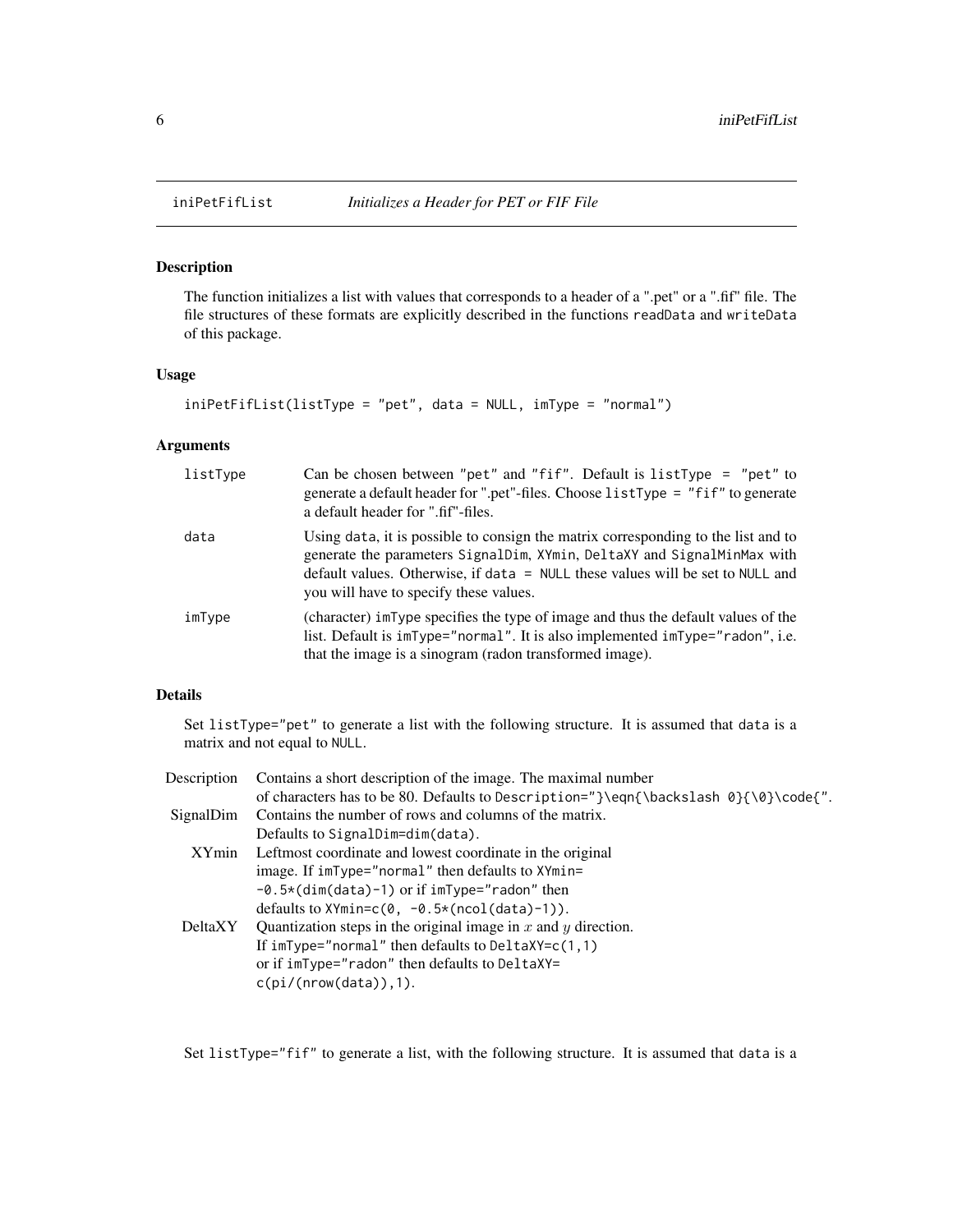iniPetFifList — *Initializes a Header for PET or FIF File*

## Description

The function initializes a list with values that corresponds to a header of a ".pet" or a ".fif" file. The file structures of these formats are explicitly described in the functions `readData` and `writeData` of this package.

## Usage

```
iniPetFifList(listType = "pet", data = NULL, imType = "normal")
```

## Arguments

| | |
|---|---|
| `listType` | Can be chosen between `"pet"` and `"fif"`. Default is `listType = "pet"` to generate a default header for ".pet"-files. Choose `listType = "fif"` to generate a default header for ".fif"-files. |
| `data` | Using `data`, it is possible to consign the matrix corresponding to the list and to generate the parameters `SignalDim`, `XYmin`, `DeltaXY` and `SignalMinMax` with default values. Otherwise, if `data = NULL` these values will be set to `NULL` and you will have to specify these values. |
| `imType` | (character) `imType` specifies the type of image and thus the default values of the list. Default is `imType="normal"`. It is also implemented `imType="radon"`, i.e. that the image is a sinogram (radon transformed image). |

## Details

Set `listType="pet"` to generate a list with the following structure. It is assumed that `data` is a matrix and not equal to `NULL`.

| | |
|---|---|
| Description | Contains a short description of the image. The maximal number of characters has to be 80. Defaults to `Description="}\eqn{\backslash 0}{\0}\code{"`. |
| SignalDim | Contains the number of rows and columns of the matrix. Defaults to `SignalDim=dim(data)`. |
| XYmin | Leftmost coordinate and lowest coordinate in the original image. If `imType="normal"` then defaults to `XYmin= -0.5*(dim(data)-1)` or if `imType="radon"` then defaults to `XYmin=c(0, -0.5*(ncol(data)-1))`. |
| DeltaXY | Quantization steps in the original image in $x$ and $y$ direction. If `imType="normal"` then defaults to `DeltaXY=c(1,1)` or if `imType="radon"` then defaults to `DeltaXY= c(pi/(nrow(data)),1)`. |

Set `listType="fif"` to generate a list, with the following structure. It is assumed that `data` is a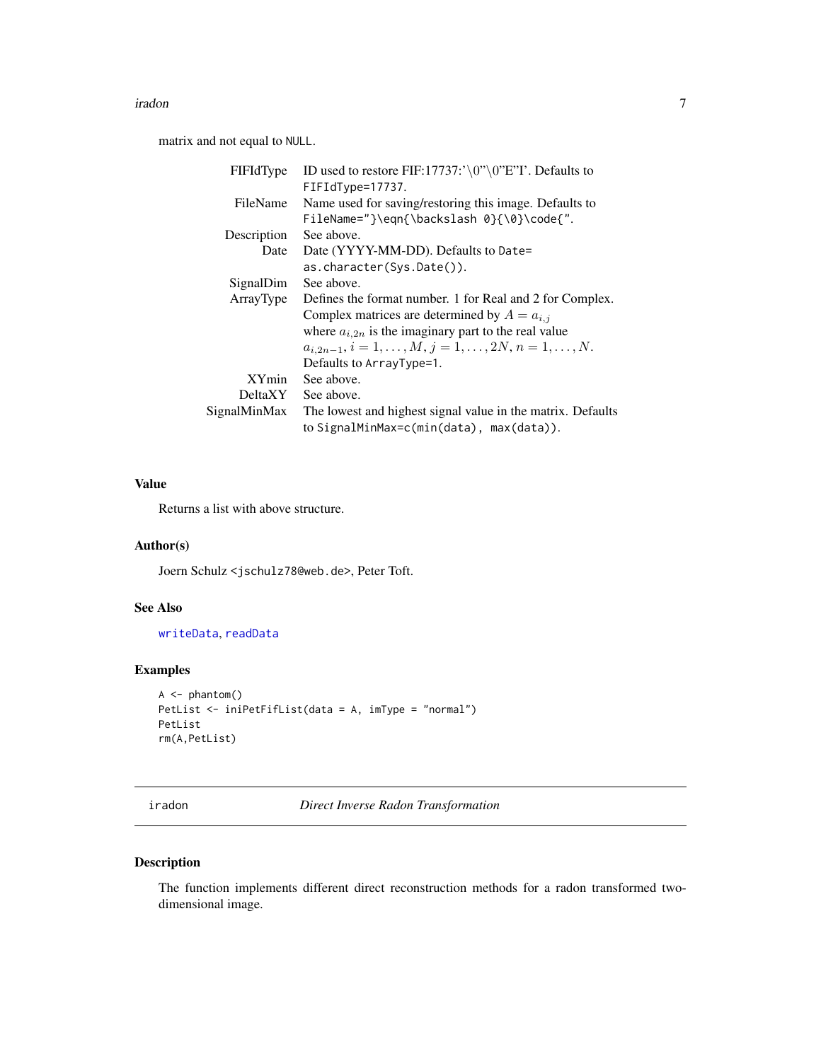matrix and not equal to `NULL`.

| | |
|---|---|
| FIFIdType | ID used to restore FIF:17737:'\0"\0"E"I'. Defaults to `FIFIdType=17737`. |
| FileName | Name used for saving/restoring this image. Defaults to `FileName="}\eqn{\backslash 0}{\0}\code{"`. |
| Description | See above. |
| Date | Date (YYYY-MM-DD). Defaults to `Date= as.character(Sys.Date())`. |
| SignalDim | See above. |
| ArrayType | Defines the format number. 1 for Real and 2 for Complex. Complex matrices are determined by $A = a_{i,j}$ where $a_{i,2n}$ is the imaginary part to the real value $a_{i,2n-1}, i = 1, \ldots, M, j = 1, \ldots, 2N, n = 1, \ldots, N$. Defaults to `ArrayType=1`. |
| XYmin | See above. |
| DeltaXY | See above. |
| SignalMinMax | The lowest and highest signal value in the matrix. Defaults to `SignalMinMax=c(min(data), max(data))`. |

### Value

Returns a list with above structure.

### Author(s)

Joern Schulz <jschulz78@web.de>, Peter Toft.

### See Also

writeData, readData

### Examples

```
A <- phantom()
PetList <- iniPetFifList(data = A, imType = "normal")
PetList
rm(A,PetList)
```

---

## iradon — *Direct Inverse Radon Transformation*

---

### Description

The function implements different direct reconstruction methods for a radon transformed two-dimensional image.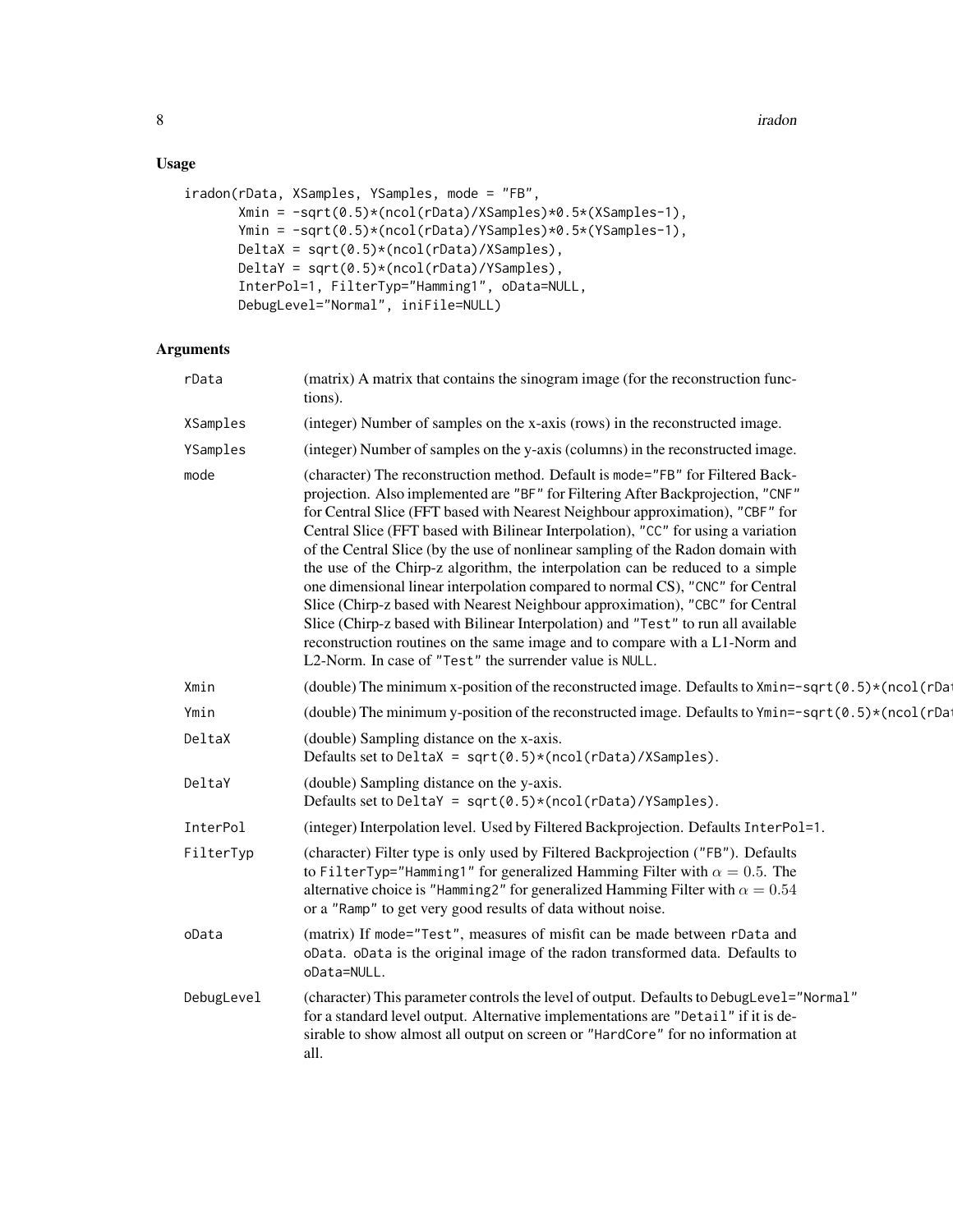## Usage

```
iradon(rData, XSamples, YSamples, mode = "FB",
       Xmin = -sqrt(0.5)*(ncol(rData)/XSamples)*0.5*(XSamples-1),
       Ymin = -sqrt(0.5)*(ncol(rData)/YSamples)*0.5*(YSamples-1),
       DeltaX = sqrt(0.5)*(ncol(rData)/XSamples),
       DeltaY = sqrt(0.5)*(ncol(rData)/YSamples),
       InterPol=1, FilterTyp="Hamming1", oData=NULL,
       DebugLevel="Normal", iniFile=NULL)
```

## Arguments

| | |
|---|---|
| `rData` | (matrix) A matrix that contains the sinogram image (for the reconstruction functions). |
| `XSamples` | (integer) Number of samples on the x-axis (rows) in the reconstructed image. |
| `YSamples` | (integer) Number of samples on the y-axis (columns) in the reconstructed image. |
| `mode` | (character) The reconstruction method. Default is `mode="FB"` for Filtered Backprojection. Also implemented are `"BF"` for Filtering After Backprojection, `"CNF"` for Central Slice (FFT based with Nearest Neighbour approximation), `"CBF"` for Central Slice (FFT based with Bilinear Interpolation), `"CC"` for using a variation of the Central Slice (by the use of nonlinear sampling of the Radon domain with the use of the Chirp-z algorithm, the interpolation can be reduced to a simple one dimensional linear interpolation compared to normal CS), `"CNC"` for Central Slice (Chirp-z based with Nearest Neighbour approximation), `"CBC"` for Central Slice (Chirp-z based with Bilinear Interpolation) and `"Test"` to run all available reconstruction routines on the same image and to compare with a L1-Norm and L2-Norm. In case of `"Test"` the surrender value is `NULL`. |
| `Xmin` | (double) The minimum x-position of the reconstructed image. Defaults to `Xmin=-sqrt(0.5)*(ncol(rDat` |
| `Ymin` | (double) The minimum y-position of the reconstructed image. Defaults to `Ymin=-sqrt(0.5)*(ncol(rDat` |
| `DeltaX` | (double) Sampling distance on the x-axis. Defaults set to `DeltaX = sqrt(0.5)*(ncol(rData)/XSamples)`. |
| `DeltaY` | (double) Sampling distance on the y-axis. Defaults set to `DeltaY = sqrt(0.5)*(ncol(rData)/YSamples)`. |
| `InterPol` | (integer) Interpolation level. Used by Filtered Backprojection. Defaults `InterPol=1`. |
| `FilterTyp` | (character) Filter type is only used by Filtered Backprojection (`"FB"`). Defaults to `FilterTyp="Hamming1"` for generalized Hamming Filter with $\alpha = 0.5$. The alternative choice is `"Hamming2"` for generalized Hamming Filter with $\alpha = 0.54$ or a `"Ramp"` to get very good results of data without noise. |
| `oData` | (matrix) If `mode="Test"`, measures of misfit can be made between `rData` and `oData`. `oData` is the original image of the radon transformed data. Defaults to `oData=NULL`. |
| `DebugLevel` | (character) This parameter controls the level of output. Defaults to `DebugLevel="Normal"` for a standard level output. Alternative implementations are `"Detail"` if it is desirable to show almost all output on screen or `"HardCore"` for no information at all. |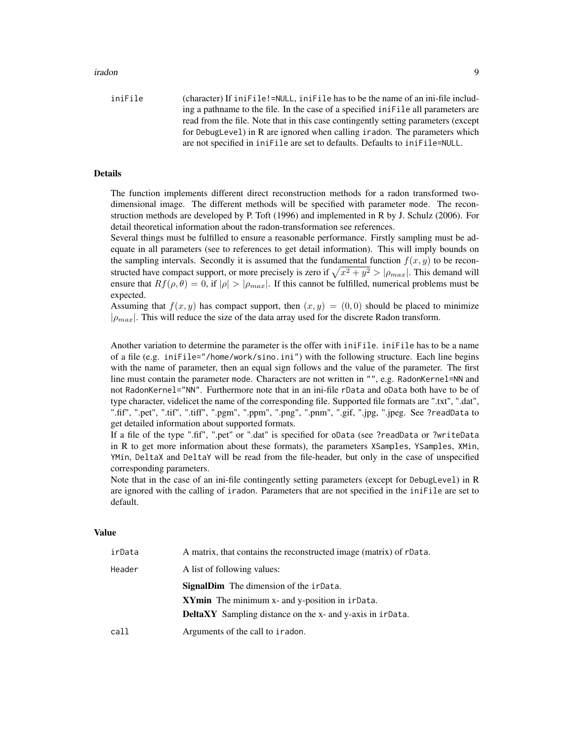iniFile (character) If iniFile!=NULL, iniFile has to be the name of an ini-file including a pathname to the file. In the case of a specified iniFile all parameters are read from the file. Note that in this case contingently setting parameters (except for DebugLevel) in R are ignored when calling iradon. The parameters which are not specified in iniFile are set to defaults. Defaults to iniFile=NULL.

## Details

The function implements different direct reconstruction methods for a radon transformed two-dimensional image. The different methods will be specified with parameter mode. The reconstruction methods are developed by P. Toft (1996) and implemented in R by J. Schulz (2006). For detail theoretical information about the radon-transformation see references.

Several things must be fulfilled to ensure a reasonable performance. Firstly sampling must be adequate in all parameters (see to references to get detail information). This will imply bounds on the sampling intervals. Secondly it is assumed that the fundamental function $f(x, y)$ to be reconstructed have compact support, or more precisely is zero if $\sqrt{x^2 + y^2} > |\rho_{max}|$. This demand will ensure that $Rf(\rho, \theta) = 0$, if $|\rho| > |\rho_{max}|$. If this cannot be fulfilled, numerical problems must be expected.

Assuming that $f(x, y)$ has compact support, then $(x, y) = (0, 0)$ should be placed to minimize $|\rho_{max}|$. This will reduce the size of the data array used for the discrete Radon transform.

Another variation to determine the parameter is the offer with iniFile. iniFile has to be a name of a file (e.g. iniFile="/home/work/sino.ini") with the following structure. Each line begins with the name of parameter, then an equal sign follows and the value of the parameter. The first line must contain the parameter mode. Characters are not written in "", e.g. RadonKernel=NN and not RadonKernel="NN". Furthermore note that in an ini-file rData and oData both have to be of type character, videlicet the name of the corresponding file. Supported file formats are ".txt", ".dat", ".fif", ".pet", ".tif", ".tiff", ".pgm", ".ppm", ".png", ".pnm", ".gif, ".jpg, ".jpeg. See ?readData to get detailed information about supported formats.

If a file of the type ".fif", ".pet" or ".dat" is specified for oData (see ?readData or ?writeData in R to get more information about these formats), the parameters XSamples, YSamples, XMin, YMin, DeltaX and DeltaY will be read from the file-header, but only in the case of unspecified corresponding parameters.

Note that in the case of an ini-file contingently setting parameters (except for DebugLevel) in R are ignored with the calling of iradon. Parameters that are not specified in the iniFile are set to default.

## Value

irData A matrix, that contains the reconstructed image (matrix) of rData.

Header A list of following values:

- **SignalDim** The dimension of the irData.
- **XYmin** The minimum x- and y-position in irData.
- **DeltaXY** Sampling distance on the x- and y-axis in irData.

call Arguments of the call to iradon.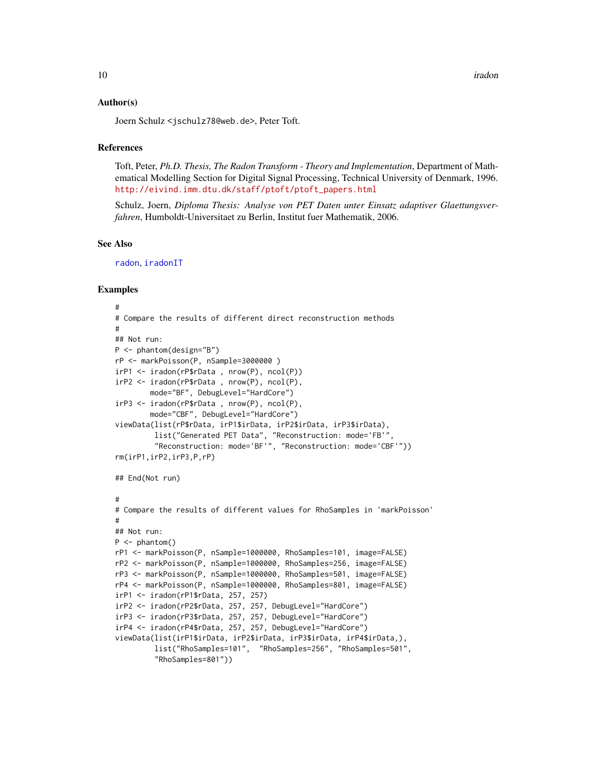### Author(s)

Joern Schulz <jschulz78@web.de>, Peter Toft.

### References

Toft, Peter, *Ph.D. Thesis, The Radon Transform - Theory and Implementation*, Department of Mathematical Modelling Section for Digital Signal Processing, Technical University of Denmark, 1996. http://eivind.imm.dtu.dk/staff/ptoft/ptoft_papers.html

Schulz, Joern, *Diploma Thesis: Analyse von PET Daten unter Einsatz adaptiver Glaettungsverfahren*, Humboldt-Universitaet zu Berlin, Institut fuer Mathematik, 2006.

### See Also

radon, iradonIT

### Examples

```
#
# Compare the results of different direct reconstruction methods
#
## Not run:
P <- phantom(design="B")
rP <- markPoisson(P, nSample=3000000 )
irP1 <- iradon(rP$rData , nrow(P), ncol(P))
irP2 <- iradon(rP$rData , nrow(P), ncol(P),
        mode="BF", DebugLevel="HardCore")
irP3 <- iradon(rP$rData , nrow(P), ncol(P),
        mode="CBF", DebugLevel="HardCore")
viewData(list(rP$rData, irP1$irData, irP2$irData, irP3$irData),
         list("Generated PET Data", "Reconstruction: mode='FB'",
         "Reconstruction: mode='BF'", "Reconstruction: mode='CBF'"))
rm(irP1,irP2,irP3,P,rP)

## End(Not run)

#
# Compare the results of different values for RhoSamples in 'markPoisson'
#
## Not run:
P <- phantom()
rP1 <- markPoisson(P, nSample=1000000, RhoSamples=101, image=FALSE)
rP2 <- markPoisson(P, nSample=1000000, RhoSamples=256, image=FALSE)
rP3 <- markPoisson(P, nSample=1000000, RhoSamples=501, image=FALSE)
rP4 <- markPoisson(P, nSample=1000000, RhoSamples=801, image=FALSE)
irP1 <- iradon(rP1$rData, 257, 257)
irP2 <- iradon(rP2$rData, 257, 257, DebugLevel="HardCore")
irP3 <- iradon(rP3$rData, 257, 257, DebugLevel="HardCore")
irP4 <- iradon(rP4$rData, 257, 257, DebugLevel="HardCore")
viewData(list(irP1$irData, irP2$irData, irP3$irData, irP4$irData,),
         list("RhoSamples=101",  "RhoSamples=256", "RhoSamples=501",
         "RhoSamples=801"))
```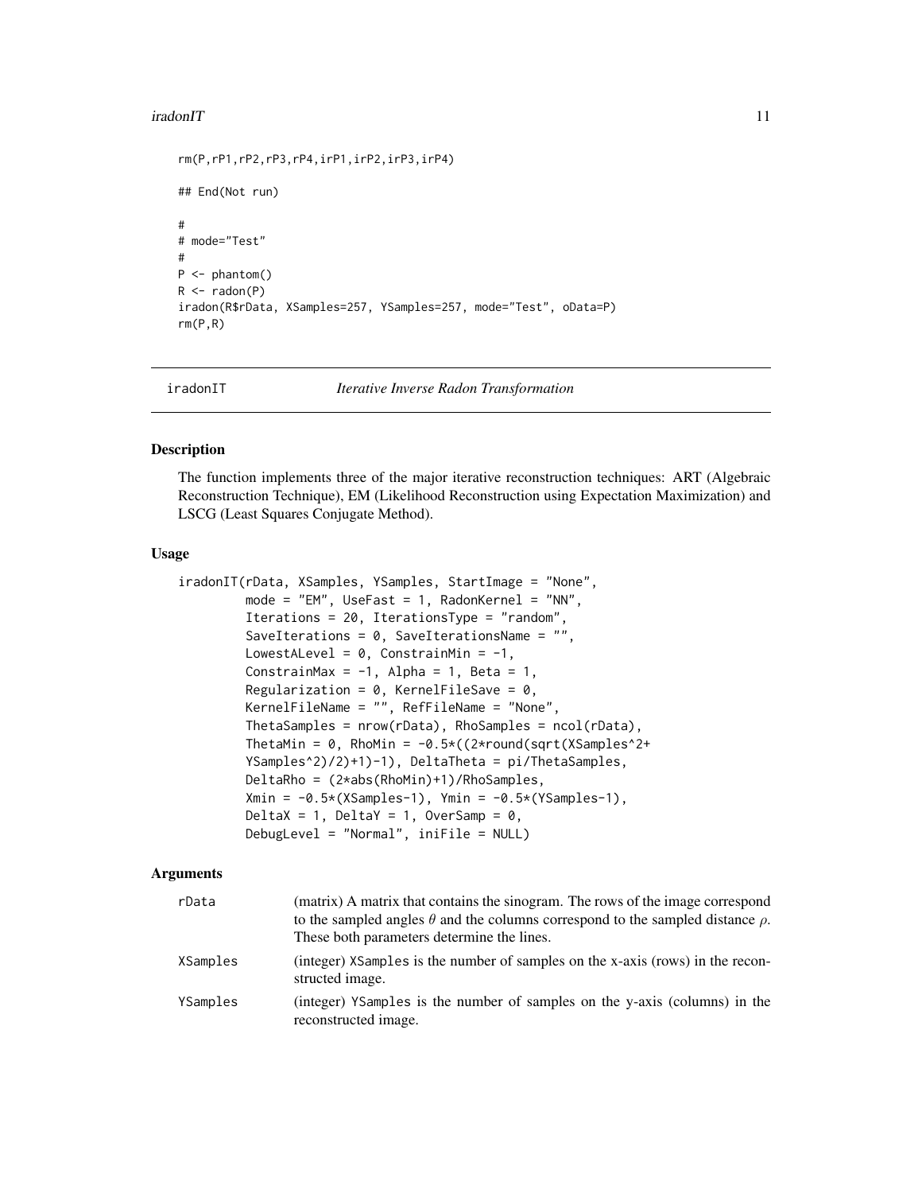```
rm(P,rP1,rP2,rP3,rP4,irP1,irP2,irP3,irP4)

## End(Not run)

#
# mode="Test"
#
P <- phantom()
R <- radon(P)
iradon(R$rData, XSamples=257, YSamples=257, mode="Test", oData=P)
rm(P,R)
```

## iradonIT — *Iterative Inverse Radon Transformation*

### Description

The function implements three of the major iterative reconstruction techniques: ART (Algebraic Reconstruction Technique), EM (Likelihood Reconstruction using Expectation Maximization) and LSCG (Least Squares Conjugate Method).

### Usage

```
iradonIT(rData, XSamples, YSamples, StartImage = "None",
         mode = "EM", UseFast = 1, RadonKernel = "NN",
         Iterations = 20, IterationsType = "random",
         SaveIterations = 0, SaveIterationsName = "",
         LowestALevel = 0, ConstrainMin = -1,
         ConstrainMax = -1, Alpha = 1, Beta = 1,
         Regularization = 0, KernelFileSave = 0,
         KernelFileName = "", RefFileName = "None",
         ThetaSamples = nrow(rData), RhoSamples = ncol(rData),
         ThetaMin = 0, RhoMin = -0.5*((2*round(sqrt(XSamples^2+
         YSamples^2)/2)+1)-1), DeltaTheta = pi/ThetaSamples,
         DeltaRho = (2*abs(RhoMin)+1)/RhoSamples,
         Xmin = -0.5*(XSamples-1), Ymin = -0.5*(YSamples-1),
         DeltaX = 1, DeltaY = 1, OverSamp = 0,
         DebugLevel = "Normal", iniFile = NULL)
```

### Arguments

| | |
|---|---|
| rData | (matrix) A matrix that contains the sinogram. The rows of the image correspond to the sampled angles $\theta$ and the columns correspond to the sampled distance $\rho$. These both parameters determine the lines. |
| XSamples | (integer) XSamples is the number of samples on the x-axis (rows) in the reconstructed image. |
| YSamples | (integer) YSamples is the number of samples on the y-axis (columns) in the reconstructed image. |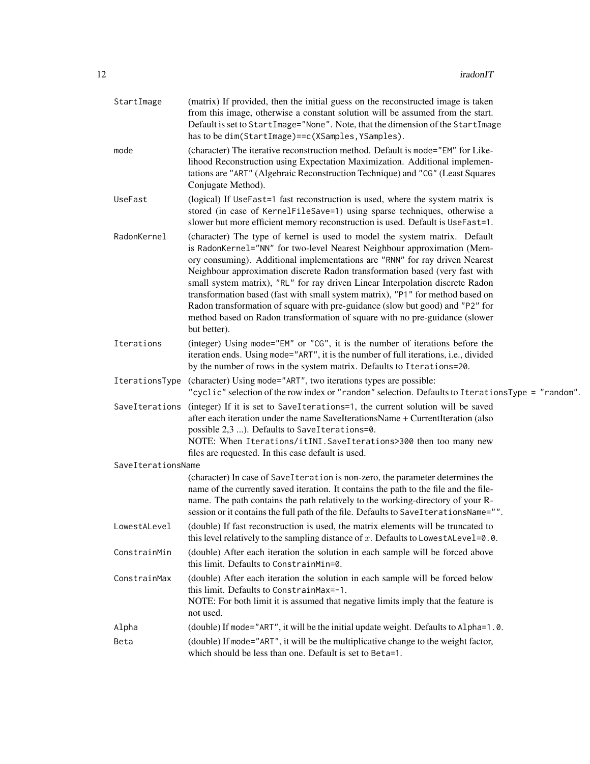| | |
|---|---|
| StartImage | (matrix) If provided, then the initial guess on the reconstructed image is taken from this image, otherwise a constant solution will be assumed from the start. Default is set to `StartImage="None"`. Note, that the dimension of the `StartImage` has to be `dim(StartImage)==c(XSamples,YSamples)`. |
| mode | (character) The iterative reconstruction method. Default is `mode="EM"` for Likelihood Reconstruction using Expectation Maximization. Additional implementations are `"ART"` (Algebraic Reconstruction Technique) and `"CG"` (Least Squares Conjugate Method). |
| UseFast | (logical) If `UseFast=1` fast reconstruction is used, where the system matrix is stored (in case of `KernelFileSave=1`) using sparse techniques, otherwise a slower but more efficient memory reconstruction is used. Default is `UseFast=1`. |
| RadonKernel | (character) The type of kernel is used to model the system matrix. Default is `RadonKernel="NN"` for two-level Nearest Neighbour approximation (Memory consuming). Additional implementations are `"RNN"` for ray driven Nearest Neighbour approximation discrete Radon transformation based (very fast with small system matrix), `"RL"` for ray driven Linear Interpolation discrete Radon transformation based (fast with small system matrix), `"P1"` for method based on Radon transformation of square with pre-guidance (slow but good) and `"P2"` for method based on Radon transformation of square with no pre-guidance (slower but better). |
| Iterations | (integer) Using `mode="EM"` or `"CG"`, it is the number of iterations before the iteration ends. Using `mode="ART"`, it is the number of full iterations, i.e., divided by the number of rows in the system matrix. Defaults to `Iterations=20`. |
| IterationsType | (character) Using `mode="ART"`, two iterations types are possible: `"cyclic"` selection of the row index or `"random"` selection. Defaults to `IterationsType = "random"`. |
| SaveIterations | (integer) If it is set to `SaveIterations=1`, the current solution will be saved after each iteration under the name SaveIterationsName + CurrentIteration (also possible 2,3 ...). Defaults to `SaveIterations=0`. NOTE: When `Iterations/itINI.SaveIterations>300` then too many new files are requested. In this case default is used. |
| SaveIterationsName | (character) In case of `SaveIteration` is non-zero, the parameter determines the name of the currently saved iteration. It contains the path to the file and the filename. The path contains the path relatively to the working-directory of your R-session or it contains the full path of the file. Defaults to `SaveIterationsName=""`. |
| LowestALevel | (double) If fast reconstruction is used, the matrix elements will be truncated to this level relatively to the sampling distance of $x$. Defaults to `LowestALevel=0.0`. |
| ConstrainMin | (double) After each iteration the solution in each sample will be forced above this limit. Defaults to `ConstrainMin=0`. |
| ConstrainMax | (double) After each iteration the solution in each sample will be forced below this limit. Defaults to `ConstrainMax=-1`. NOTE: For both limit it is assumed that negative limits imply that the feature is not used. |
| Alpha | (double) If `mode="ART"`, it will be the initial update weight. Defaults to `Alpha=1.0`. |
| Beta | (double) If `mode="ART"`, it will be the multiplicative change to the weight factor, which should be less than one. Default is set to `Beta=1`. |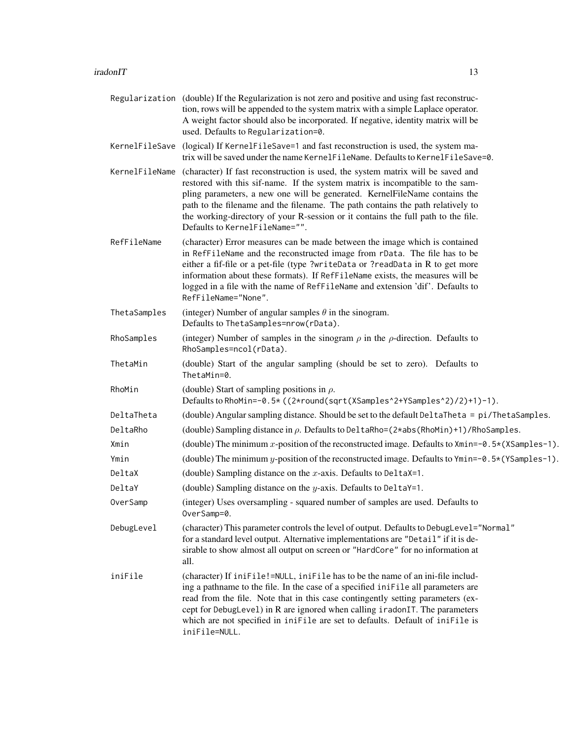| | |
|---|---|
| `Regularization` | (double) If the Regularization is not zero and positive and using fast reconstruction, rows will be appended to the system matrix with a simple Laplace operator. A weight factor should also be incorporated. If negative, identity matrix will be used. Defaults to `Regularization=0`. |
| `KernelFileSave` | (logical) If `KernelFileSave=1` and fast reconstruction is used, the system matrix will be saved under the name `KernelFileName`. Defaults to `KernelFileSave=0`. |
| `KernelFileName` | (character) If fast reconstruction is used, the system matrix will be saved and restored with this sif-name. If the system matrix is incompatible to the sampling parameters, a new one will be generated. KernelFileName contains the path to the filename and the filename. The path contains the path relatively to the working-directory of your R-session or it contains the full path to the file. Defaults to `KernelFileName=""`. |
| `RefFileName` | (character) Error measures can be made between the image which is contained in `RefFileName` and the reconstructed image from `rData`. The file has to be either a fif-file or a pet-file (type `?writeData` or `?readData` in R to get more information about these formats). If `RefFileName` exists, the measures will be logged in a file with the name of `RefFileName` and extension 'dif'. Defaults to `RefFileName="None"`. |
| `ThetaSamples` | (integer) Number of angular samples $\theta$ in the sinogram. Defaults to `ThetaSamples=nrow(rData)`. |
| `RhoSamples` | (integer) Number of samples in the sinogram $\rho$ in the $\rho$-direction. Defaults to `RhoSamples=ncol(rData)`. |
| `ThetaMin` | (double) Start of the angular sampling (should be set to zero). Defaults to `ThetaMin=0`. |
| `RhoMin` | (double) Start of sampling positions in $\rho$. Defaults to `RhoMin=-0.5*((2*round(sqrt(XSamples^2+YSamples^2)/2)+1)-1)`. |
| `DeltaTheta` | (double) Angular sampling distance. Should be set to the default `DeltaTheta = pi/ThetaSamples`. |
| `DeltaRho` | (double) Sampling distance in $\rho$. Defaults to `DeltaRho=(2*abs(RhoMin)+1)/RhoSamples`. |
| `Xmin` | (double) The minimum $x$-position of the reconstructed image. Defaults to `Xmin=-0.5*(XSamples-1)`. |
| `Ymin` | (double) The minimum $y$-position of the reconstructed image. Defaults to `Ymin=-0.5*(YSamples-1)`. |
| `DeltaX` | (double) Sampling distance on the $x$-axis. Defaults to `DeltaX=1`. |
| `DeltaY` | (double) Sampling distance on the $y$-axis. Defaults to `DeltaY=1`. |
| `OverSamp` | (integer) Uses oversampling - squared number of samples are used. Defaults to `OverSamp=0`. |
| `DebugLevel` | (character) This parameter controls the level of output. Defaults to `DebugLevel="Normal"` for a standard level output. Alternative implementations are `"Detail"` if it is desirable to show almost all output on screen or `"HardCore"` for no information at all. |
| `iniFile` | (character) If `iniFile!=NULL`, `iniFile` has to be the name of an ini-file including a pathname to the file. In the case of a specified `iniFile` all parameters are read from the file. Note that in this case contingently setting parameters (except for `DebugLevel`) in R are ignored when calling `iradonIT`. The parameters which are not specified in `iniFile` are set to defaults. Default of `iniFile` is `iniFile=NULL`. |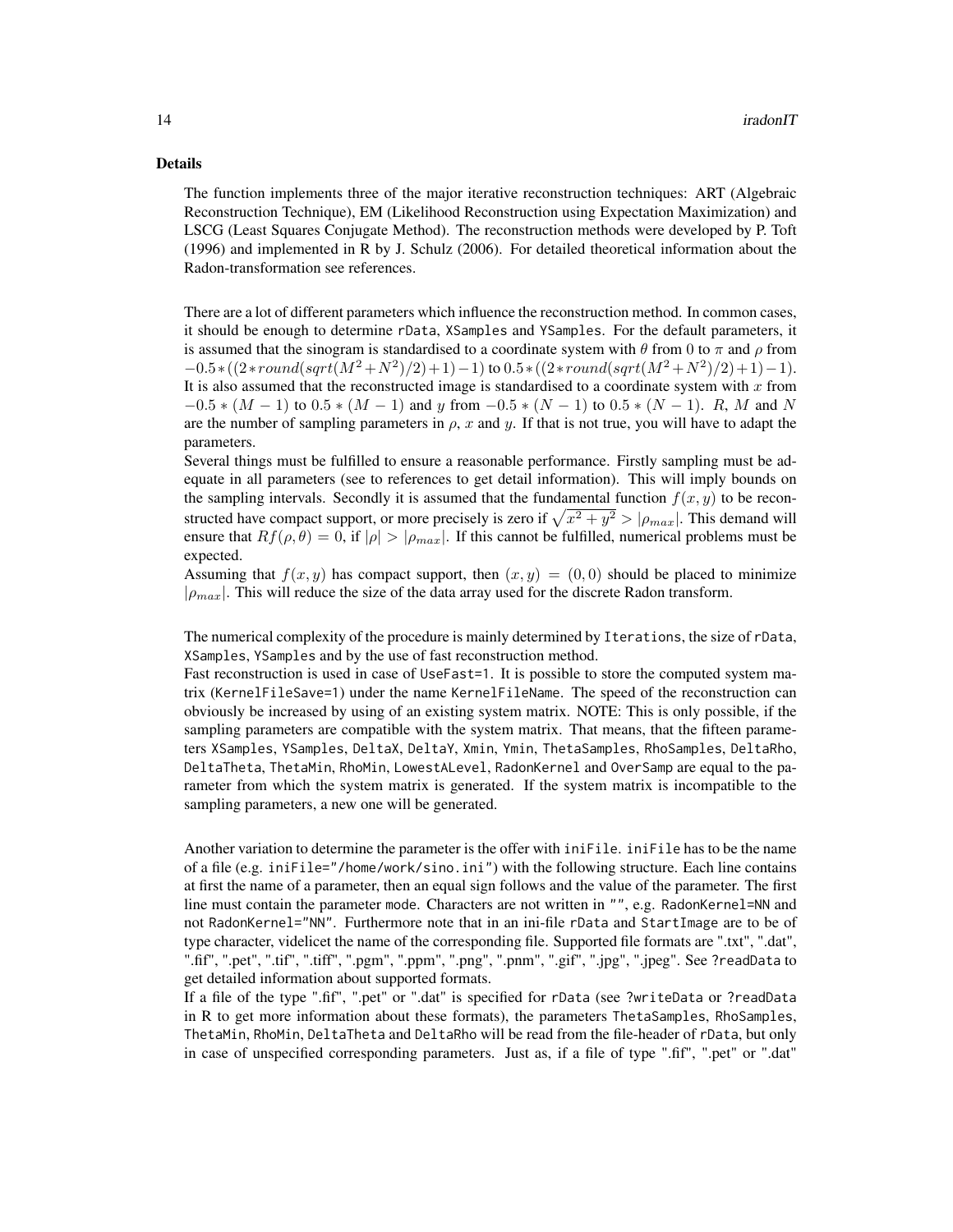## Details

The function implements three of the major iterative reconstruction techniques: ART (Algebraic Reconstruction Technique), EM (Likelihood Reconstruction using Expectation Maximization) and LSCG (Least Squares Conjugate Method). The reconstruction methods were developed by P. Toft (1996) and implemented in R by J. Schulz (2006). For detailed theoretical information about the Radon-transformation see references.

There are a lot of different parameters which influence the reconstruction method. In common cases, it should be enough to determine `rData`, `XSamples` and `YSamples`. For the default parameters, it is assumed that the sinogram is standardised to a coordinate system with $\theta$ from 0 to $\pi$ and $\rho$ from $-0.5*((2*round(sqrt(M^2+N^2)/2)+1)-1)$ to $0.5*((2*round(sqrt(M^2+N^2)/2)+1)-1)$. It is also assumed that the reconstructed image is standardised to a coordinate system with $x$ from $-0.5*(M-1)$ to $0.5*(M-1)$ and $y$ from $-0.5*(N-1)$ to $0.5*(N-1)$. $R$, $M$ and $N$ are the number of sampling parameters in $\rho$, $x$ and $y$. If that is not true, you will have to adapt the parameters.
Several things must be fulfilled to ensure a reasonable performance. Firstly sampling must be adequate in all parameters (see to references to get detail information). This will imply bounds on the sampling intervals. Secondly it is assumed that the fundamental function $f(x,y)$ to be reconstructed have compact support, or more precisely is zero if $\sqrt{x^2+y^2} > |\rho_{max}|$. This demand will ensure that $Rf(\rho,\theta) = 0$, if $|\rho| > |\rho_{max}|$. If this cannot be fulfilled, numerical problems must be expected.
Assuming that $f(x,y)$ has compact support, then $(x,y) = (0,0)$ should be placed to minimize $|\rho_{max}|$. This will reduce the size of the data array used for the discrete Radon transform.

The numerical complexity of the procedure is mainly determined by `Iterations`, the size of `rData`, `XSamples`, `YSamples` and by the use of fast reconstruction method.
Fast reconstruction is used in case of `UseFast=1`. It is possible to store the computed system matrix (`KernelFileSave=1`) under the name `KernelFileName`. The speed of the reconstruction can obviously be increased by using of an existing system matrix. NOTE: This is only possible, if the sampling parameters are compatible with the system matrix. That means, that the fifteen parameters `XSamples`, `YSamples`, `DeltaX`, `DeltaY`, `Xmin`, `Ymin`, `ThetaSamples`, `RhoSamples`, `DeltaRho`, `DeltaTheta`, `ThetaMin`, `RhoMin`, `LowestALevel`, `RadonKernel` and `OverSamp` are equal to the parameter from which the system matrix is generated. If the system matrix is incompatible to the sampling parameters, a new one will be generated.

Another variation to determine the parameter is the offer with `iniFile`. `iniFile` has to be the name of a file (e.g. `iniFile="/home/work/sino.ini"`) with the following structure. Each line contains at first the name of a parameter, then an equal sign follows and the value of the parameter. The first line must contain the parameter `mode`. Characters are not written in `""`, e.g. `RadonKernel=NN` and not `RadonKernel="NN"`. Furthermore note that in an ini-file `rData` and `StartImage` are to be of type character, videlicet the name of the corresponding file. Supported file formats are ".txt", ".dat", ".fif", ".pet", ".tif", ".tiff", ".pgm", ".ppm", ".png", ".pnm", ".gif", ".jpg", ".jpeg". See `?readData` to get detailed information about supported formats.
If a file of the type ".fif", ".pet" or ".dat" is specified for `rData` (see `?writeData` or `?readData` in R to get more information about these formats), the parameters `ThetaSamples`, `RhoSamples`, `ThetaMin`, `RhoMin`, `DeltaTheta` and `DeltaRho` will be read from the file-header of `rData`, but only in case of unspecified corresponding parameters. Just as, if a file of type ".fif", ".pet" or ".dat"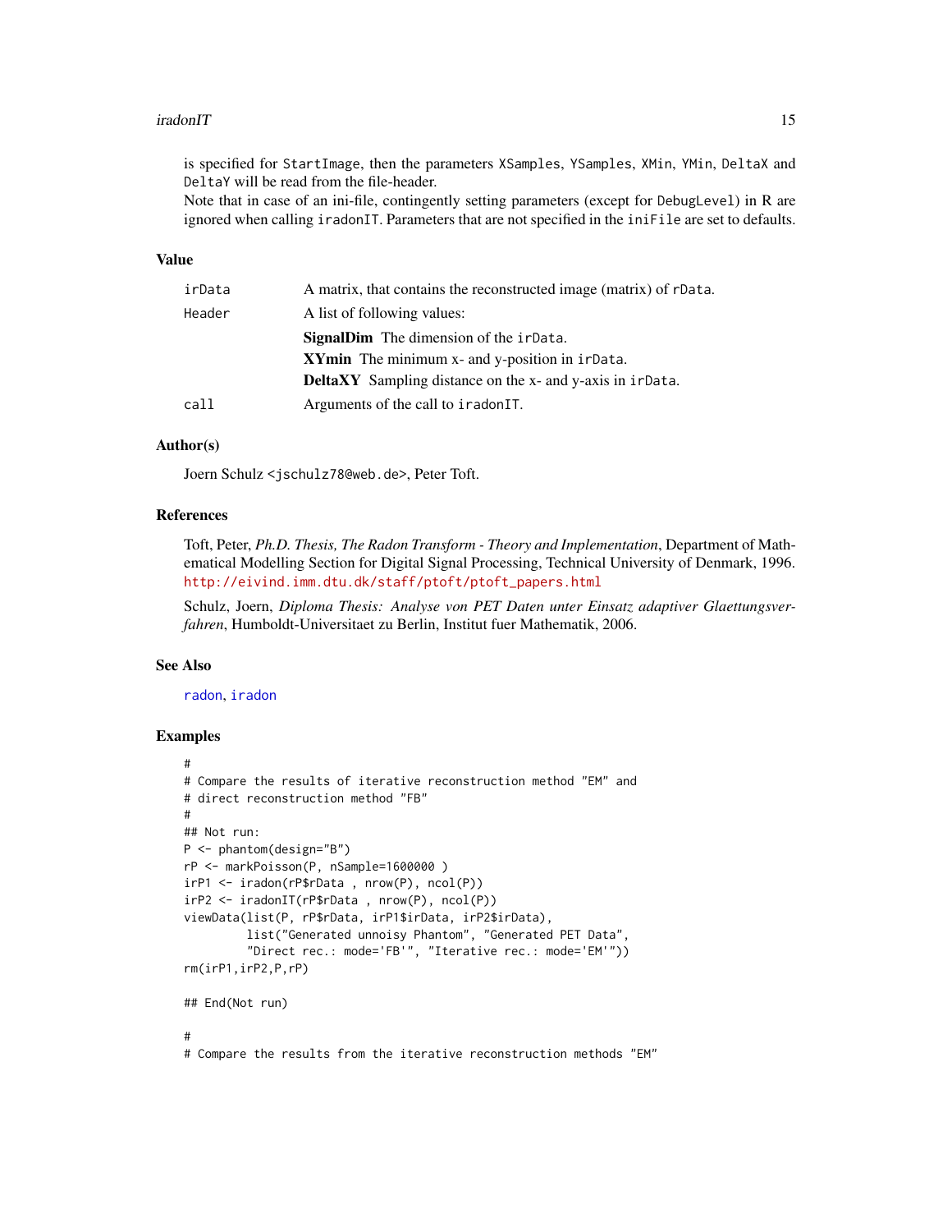is specified for StartImage, then the parameters XSamples, YSamples, XMin, YMin, DeltaX and DeltaY will be read from the file-header.
Note that in case of an ini-file, contingently setting parameters (except for DebugLevel) in R are ignored when calling iradonIT. Parameters that are not specified in the iniFile are set to defaults.

## Value

| | |
|---|---|
| irData | A matrix, that contains the reconstructed image (matrix) of rData. |
| Header | A list of following values: |
| | **SignalDim** The dimension of the irData. |
| | **XYmin** The minimum x- and y-position in irData. |
| | **DeltaXY** Sampling distance on the x- and y-axis in irData. |
| call | Arguments of the call to iradonIT. |

## Author(s)

Joern Schulz <jschulz78@web.de>, Peter Toft.

## References

Toft, Peter, *Ph.D. Thesis, The Radon Transform - Theory and Implementation*, Department of Mathematical Modelling Section for Digital Signal Processing, Technical University of Denmark, 1996. http://eivind.imm.dtu.dk/staff/ptoft/ptoft_papers.html

Schulz, Joern, *Diploma Thesis: Analyse von PET Daten unter Einsatz adaptiver Glaettungsverfahren*, Humboldt-Universitaet zu Berlin, Institut fuer Mathematik, 2006.

## See Also

radon, iradon

## Examples

```
#
# Compare the results of iterative reconstruction method "EM" and
# direct reconstruction method "FB"
#
## Not run:
P <- phantom(design="B")
rP <- markPoisson(P, nSample=1600000 )
irP1 <- iradon(rP$rData , nrow(P), ncol(P))
irP2 <- iradonIT(rP$rData , nrow(P), ncol(P))
viewData(list(P, rP$rData, irP1$irData, irP2$irData),
         list("Generated unnoisy Phantom", "Generated PET Data",
         "Direct rec.: mode='FB'", "Iterative rec.: mode='EM'"))
rm(irP1,irP2,P,rP)

## End(Not run)

#
# Compare the results from the iterative reconstruction methods "EM"
```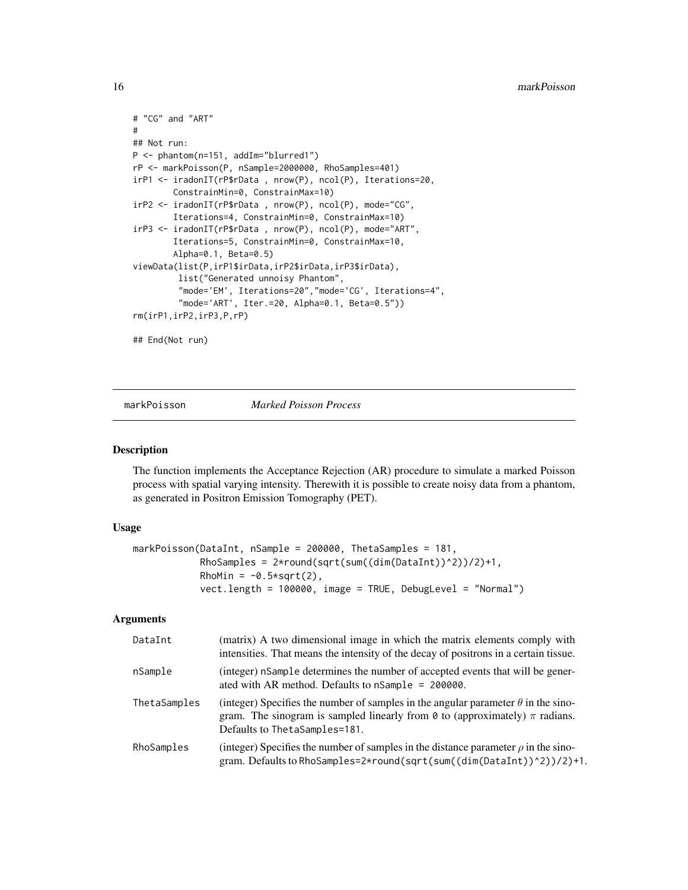```
# "CG" and "ART"
#
## Not run:
P <- phantom(n=151, addIm="blurred1")
rP <- markPoisson(P, nSample=2000000, RhoSamples=401)
irP1 <- iradonIT(rP$rData , nrow(P), ncol(P), Iterations=20,
        ConstrainMin=0, ConstrainMax=10)
irP2 <- iradonIT(rP$rData , nrow(P), ncol(P), mode="CG",
        Iterations=4, ConstrainMin=0, ConstrainMax=10)
irP3 <- iradonIT(rP$rData , nrow(P), ncol(P), mode="ART",
        Iterations=5, ConstrainMin=0, ConstrainMax=10,
        Alpha=0.1, Beta=0.5)
viewData(list(P,irP1$irData,irP2$irData,irP3$irData),
         list("Generated unnoisy Phantom",
         "mode='EM', Iterations=20","mode='CG', Iterations=4",
         "mode='ART', Iter.=20, Alpha=0.1, Beta=0.5"))
rm(irP1,irP2,irP3,P,rP)

## End(Not run)
```

## markPoisson *Marked Poisson Process*

### Description

The function implements the Acceptance Rejection (AR) procedure to simulate a marked Poisson process with spatial varying intensity. Therewith it is possible to create noisy data from a phantom, as generated in Positron Emission Tomography (PET).

### Usage

```
markPoisson(DataInt, nSample = 200000, ThetaSamples = 181,
            RhoSamples = 2*round(sqrt(sum((dim(DataInt))^2))/2)+1,
            RhoMin = -0.5*sqrt(2),
            vect.length = 100000, image = TRUE, DebugLevel = "Normal")
```

### Arguments

| | |
|---|---|
| DataInt | (matrix) A two dimensional image in which the matrix elements comply with intensities. That means the intensity of the decay of positrons in a certain tissue. |
| nSample | (integer) nSample determines the number of accepted events that will be generated with AR method. Defaults to nSample = 200000. |
| ThetaSamples | (integer) Specifies the number of samples in the angular parameter $\theta$ in the sinogram. The sinogram is sampled linearly from 0 to (approximately) $\pi$ radians. Defaults to ThetaSamples=181. |
| RhoSamples | (integer) Specifies the number of samples in the distance parameter $\rho$ in the sinogram. Defaults to RhoSamples=2*round(sqrt(sum((dim(DataInt))^2))/2)+1. |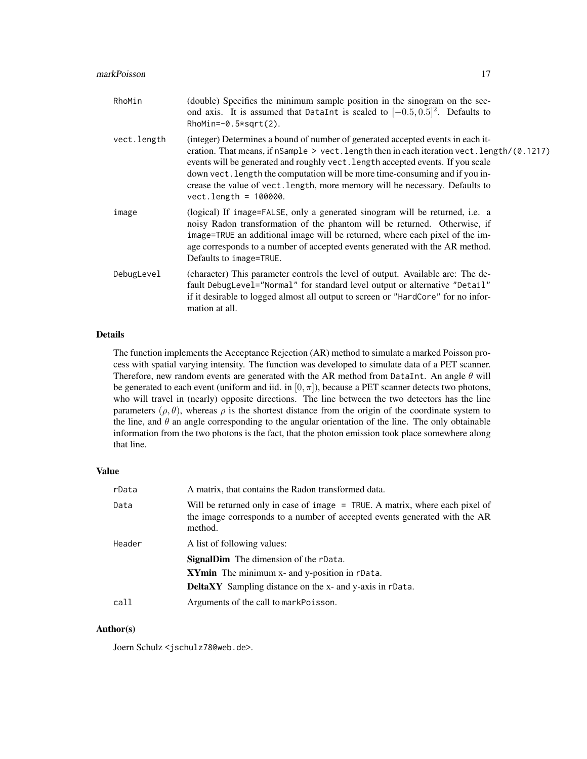| | |
|---|---|
| RhoMin | (double) Specifies the minimum sample position in the sinogram on the second axis. It is assumed that DataInt is scaled to $[-0.5, 0.5]^2$. Defaults to RhoMin=-0.5*sqrt(2). |
| vect.length | (integer) Determines a bound of number of generated accepted events in each iteration. That means, if nSample > vect.length then in each iteration vect.length/(0.1217) events will be generated and roughly vect.length accepted events. If you scale down vect.length the computation will be more time-consuming and if you increase the value of vect.length, more memory will be necessary. Defaults to vect.length = 100000. |
| image | (logical) If image=FALSE, only a generated sinogram will be returned, i.e. a noisy Radon transformation of the phantom will be returned. Otherwise, if image=TRUE an additional image will be returned, where each pixel of the image corresponds to a number of accepted events generated with the AR method. Defaults to image=TRUE. |
| DebugLevel | (character) This parameter controls the level of output. Available are: The default DebugLevel="Normal" for standard level output or alternative "Detail" if it desirable to logged almost all output to screen or "HardCore" for no information at all. |

## Details

The function implements the Acceptance Rejection (AR) method to simulate a marked Poisson process with spatial varying intensity. The function was developed to simulate data of a PET scanner. Therefore, new random events are generated with the AR method from DataInt. An angle $\theta$ will be generated to each event (uniform and iid. in $[0, \pi]$), because a PET scanner detects two photons, who will travel in (nearly) opposite directions. The line between the two detectors has the line parameters $(\rho, \theta)$, whereas $\rho$ is the shortest distance from the origin of the coordinate system to the line, and $\theta$ an angle corresponding to the angular orientation of the line. The only obtainable information from the two photons is the fact, that the photon emission took place somewhere along that line.

## Value

| | |
|---|---|
| rData | A matrix, that contains the Radon transformed data. |
| Data | Will be returned only in case of image = TRUE. A matrix, where each pixel of the image corresponds to a number of accepted events generated with the AR method. |
| Header | A list of following values:<br>**SignalDim** The dimension of the rData.<br>**XYmin** The minimum x- and y-position in rData.<br>**DeltaXY** Sampling distance on the x- and y-axis in rData. |
| call | Arguments of the call to markPoisson. |

## Author(s)

Joern Schulz <jschulz78@web.de>.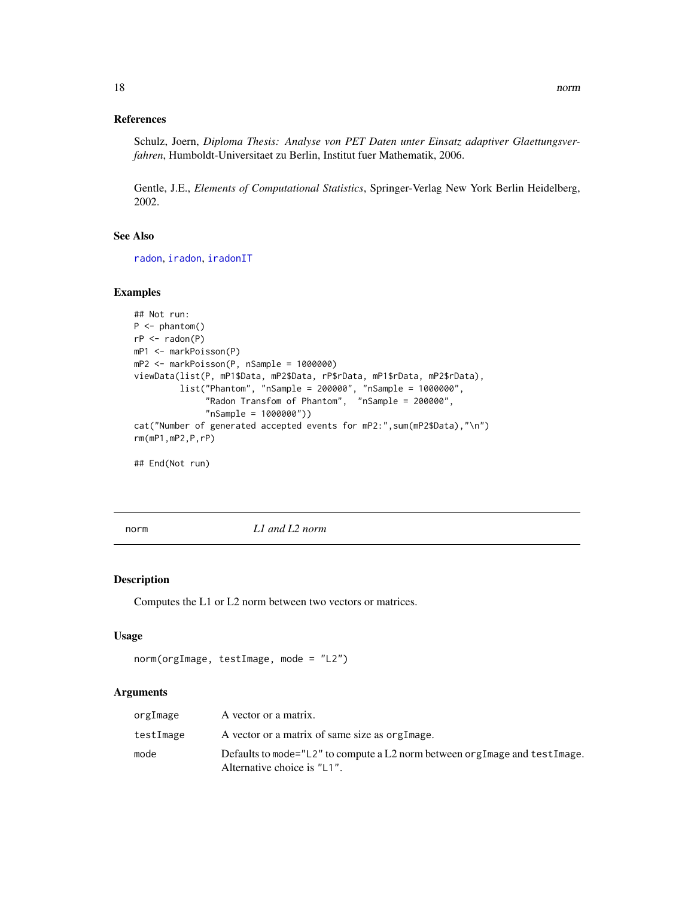## References

Schulz, Joern, *Diploma Thesis: Analyse von PET Daten unter Einsatz adaptiver Glaettungsverfahren*, Humboldt-Universitaet zu Berlin, Institut fuer Mathematik, 2006.

Gentle, J.E., *Elements of Computational Statistics*, Springer-Verlag New York Berlin Heidelberg, 2002.

## See Also

radon, iradon, iradonIT

## Examples

```
## Not run:
P <- phantom()
rP <- radon(P)
mP1 <- markPoisson(P)
mP2 <- markPoisson(P, nSample = 1000000)
viewData(list(P, mP1$Data, mP2$Data, rP$rData, mP1$rData, mP2$rData),
         list("Phantom", "nSample = 200000", "nSample = 1000000",
              "Radon Transfom of Phantom",  "nSample = 200000",
              "nSample = 1000000"))
cat("Number of generated accepted events for mP2:",sum(mP2$Data),"\n")
rm(mP1,mP2,P,rP)

## End(Not run)
```

---

# norm — *L1 and L2 norm*

## Description

Computes the L1 or L2 norm between two vectors or matrices.

## Usage

```
norm(orgImage, testImage, mode = "L2")
```

## Arguments

| | |
|---|---|
| orgImage | A vector or a matrix. |
| testImage | A vector or a matrix of same size as orgImage. |
| mode | Defaults to mode="L2" to compute a L2 norm between orgImage and testImage. Alternative choice is "L1". |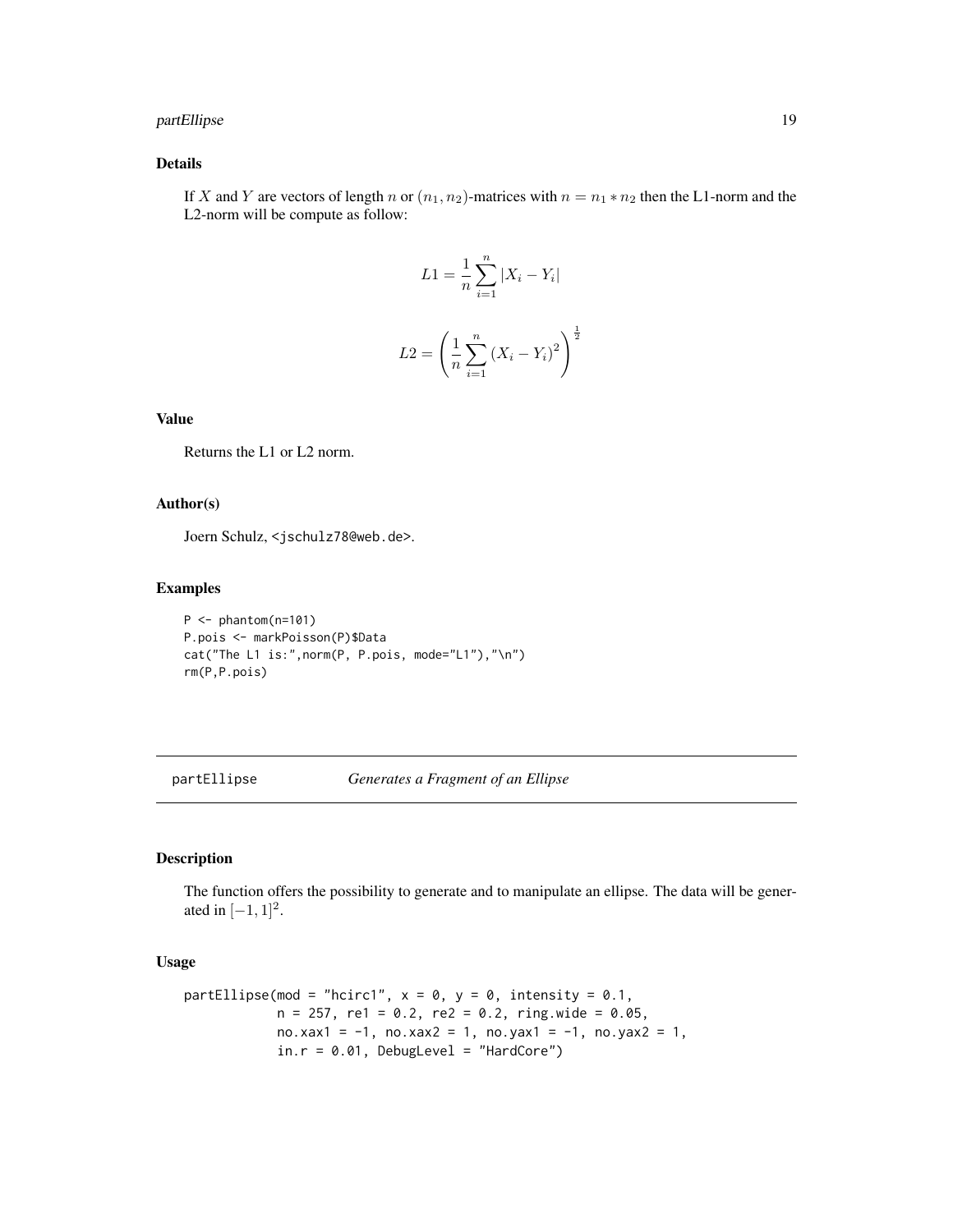### Details

If $X$ and $Y$ are vectors of length $n$ or $(n_1, n_2)$-matrices with $n = n_1 * n_2$ then the L1-norm and the L2-norm will be compute as follow:

$$L1 = \frac{1}{n} \sum_{i=1}^{n} |X_i - Y_i|$$

$$L2 = \left( \frac{1}{n} \sum_{i=1}^{n} (X_i - Y_i)^2 \right)^{\frac{1}{2}}$$

### Value

Returns the L1 or L2 norm.

### Author(s)

Joern Schulz, <jschulz78@web.de>.

### Examples

```
P <- phantom(n=101)
P.pois <- markPoisson(P)$Data
cat("The L1 is:",norm(P, P.pois, mode="L1"),"\n")
rm(P,P.pois)
```

---

## partEllipse — *Generates a Fragment of an Ellipse*

### Description

The function offers the possibility to generate and to manipulate an ellipse. The data will be generated in $[-1, 1]^2$.

### Usage

```
partEllipse(mod = "hcirc1", x = 0, y = 0, intensity = 0.1,
            n = 257, re1 = 0.2, re2 = 0.2, ring.wide = 0.05,
            no.xax1 = -1, no.xax2 = 1, no.yax1 = -1, no.yax2 = 1,
            in.r = 0.01, DebugLevel = "HardCore")
```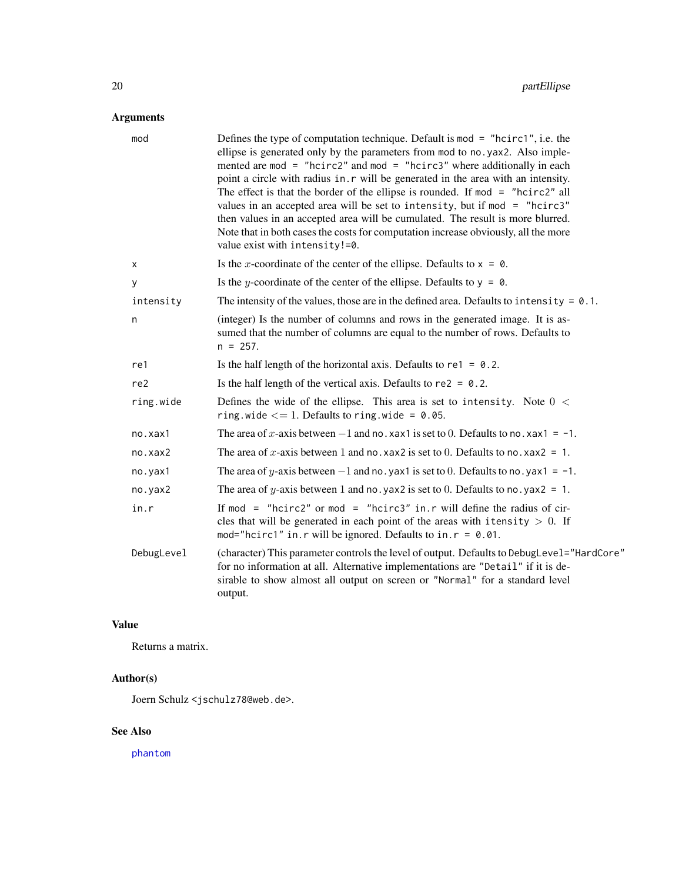## Arguments

| | |
|---|---|
| mod | Defines the type of computation technique. Default is `mod = "hcirc1"`, i.e. the ellipse is generated only by the parameters from `mod` to `no.yax2`. Also implemented are `mod = "hcirc2"` and `mod = "hcirc3"` where additionally in each point a circle with radius `in.r` will be generated in the area with an intensity. The effect is that the border of the ellipse is rounded. If `mod = "hcirc2"` all values in an accepted area will be set to `intensity`, but if `mod = "hcirc3"` then values in an accepted area will be cumulated. The result is more blurred. Note that in both cases the costs for computation increase obviously, all the more value exist with `intensity!=0`. |
| x | Is the $x$-coordinate of the center of the ellipse. Defaults to `x = 0`. |
| y | Is the $y$-coordinate of the center of the ellipse. Defaults to `y = 0`. |
| intensity | The intensity of the values, those are in the defined area. Defaults to `intensity = 0.1`. |
| n | (integer) Is the number of columns and rows in the generated image. It is assumed that the number of columns are equal to the number of rows. Defaults to `n = 257`. |
| re1 | Is the half length of the horizontal axis. Defaults to `re1 = 0.2`. |
| re2 | Is the half length of the vertical axis. Defaults to `re2 = 0.2`. |
| ring.wide | Defines the wide of the ellipse. This area is set to `intensity`. Note $0 <$ `ring.wide` $<= 1$. Defaults to `ring.wide = 0.05`. |
| no.xax1 | The area of $x$-axis between $-1$ and `no.xax1` is set to $0$. Defaults to `no.xax1 = -1`. |
| no.xax2 | The area of $x$-axis between $1$ and `no.xax2` is set to $0$. Defaults to `no.xax2 = 1`. |
| no.yax1 | The area of $y$-axis between $-1$ and `no.yax1` is set to $0$. Defaults to `no.yax1 = -1`. |
| no.yax2 | The area of $y$-axis between $1$ and `no.yax2` is set to $0$. Defaults to `no.yax2 = 1`. |
| in.r | If `mod = "hcirc2"` or `mod = "hcirc3"` `in.r` will define the radius of circles that will be generated in each point of the areas with `itensity` $> 0$. If `mod="hcirc1"` `in.r` will be ignored. Defaults to `in.r = 0.01`. |
| DebugLevel | (character) This parameter controls the level of output. Defaults to `DebugLevel="HardCore"` for no information at all. Alternative implementations are `"Detail"` if it is desirable to show almost all output on screen or `"Normal"` for a standard level output. |

## Value

Returns a matrix.

## Author(s)

Joern Schulz <jschulz78@web.de>.

## See Also

phantom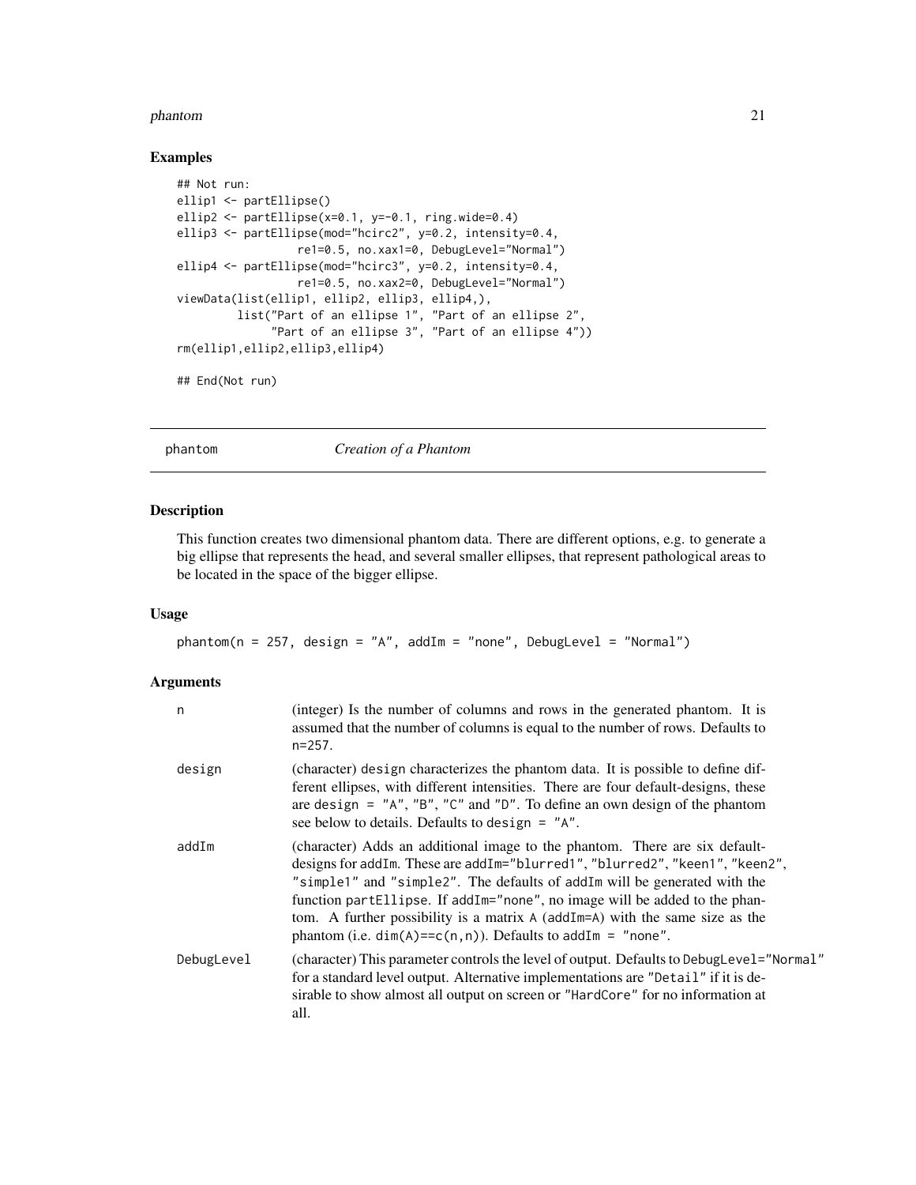## Examples

```
## Not run:
ellip1 <- partEllipse()
ellip2 <- partEllipse(x=0.1, y=-0.1, ring.wide=0.4)
ellip3 <- partEllipse(mod="hcirc2", y=0.2, intensity=0.4,
                 re1=0.5, no.xax1=0, DebugLevel="Normal")
ellip4 <- partEllipse(mod="hcirc3", y=0.2, intensity=0.4,
                 re1=0.5, no.xax2=0, DebugLevel="Normal")
viewData(list(ellip1, ellip2, ellip3, ellip4,),
        list("Part of an ellipse 1", "Part of an ellipse 2",
             "Part of an ellipse 3", "Part of an ellipse 4"))
rm(ellip1,ellip2,ellip3,ellip4)

## End(Not run)
```

---

# phantom — *Creation of a Phantom*

---

## Description

This function creates two dimensional phantom data. There are different options, e.g. to generate a big ellipse that represents the head, and several smaller ellipses, that represent pathological areas to be located in the space of the bigger ellipse.

## Usage

```
phantom(n = 257, design = "A", addIm = "none", DebugLevel = "Normal")
```

## Arguments

| | |
|---|---|
| n | (integer) Is the number of columns and rows in the generated phantom. It is assumed that the number of columns is equal to the number of rows. Defaults to n=257. |
| design | (character) design characterizes the phantom data. It is possible to define different ellipses, with different intensities. There are four default-designs, these are design = "A", "B", "C" and "D". To define an own design of the phantom see below to details. Defaults to design = "A". |
| addIm | (character) Adds an additional image to the phantom. There are six default-designs for addIm. These are addIm="blurred1", "blurred2", "keen1", "keen2", "simple1" and "simple2". The defaults of addIm will be generated with the function partEllipse. If addIm="none", no image will be added to the phantom. A further possibility is a matrix A (addIm=A) with the same size as the phantom (i.e. dim(A)==c(n,n)). Defaults to addIm = "none". |
| DebugLevel | (character) This parameter controls the level of output. Defaults to DebugLevel="Normal" for a standard level output. Alternative implementations are "Detail" if it is desirable to show almost all output on screen or "HardCore" for no information at all. |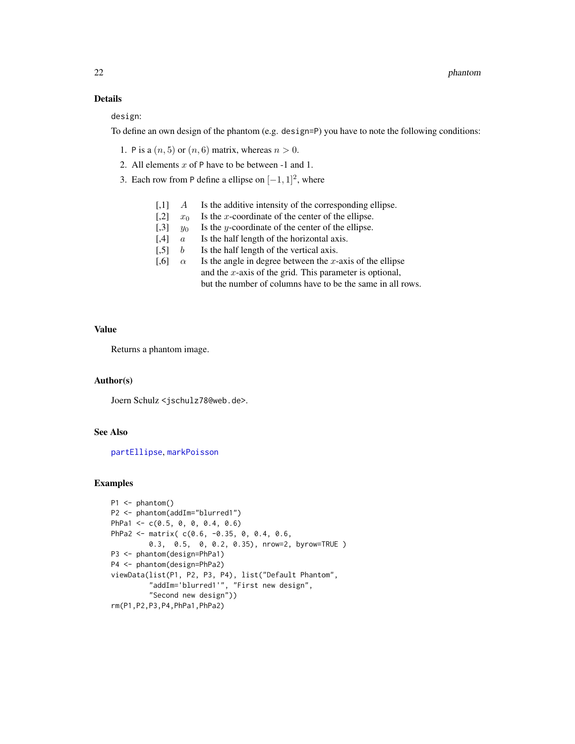### Details

`design`:

To define an own design of the phantom (e.g. `design=P`) you have to note the following conditions:

1. `P` is a $(n, 5)$ or $(n, 6)$ matrix, whereas $n > 0$.
2. All elements $x$ of `P` have to be between -1 and 1.
3. Each row from `P` define a ellipse on $[-1, 1]^2$, where

| | | |
|---|---|---|
| [,1] | $A$ | Is the additive intensity of the corresponding ellipse. |
| [,2] | $x_0$ | Is the $x$-coordinate of the center of the ellipse. |
| [,3] | $y_0$ | Is the $y$-coordinate of the center of the ellipse. |
| [,4] | $a$ | Is the half length of the horizontal axis. |
| [,5] | $b$ | Is the half length of the vertical axis. |
| [,6] | $\alpha$ | Is the angle in degree between the $x$-axis of the ellipse and the $x$-axis of the grid. This parameter is optional, but the number of columns have to be the same in all rows. |

### Value

Returns a phantom image.

### Author(s)

Joern Schulz <jschulz78@web.de>.

### See Also

partEllipse, markPoisson

### Examples

```
P1 <- phantom()
P2 <- phantom(addIm="blurred1")
PhPa1 <- c(0.5, 0, 0, 0.4, 0.6)
PhPa2 <- matrix( c(0.6, -0.35, 0, 0.4, 0.6,
          0.3,  0.5,  0, 0.2, 0.35), nrow=2, byrow=TRUE )
P3 <- phantom(design=PhPa1)
P4 <- phantom(design=PhPa2)
viewData(list(P1, P2, P3, P4), list("Default Phantom",
          "addIm='blurred1'", "First new design",
          "Second new design"))
rm(P1,P2,P3,P4,PhPa1,PhPa2)
```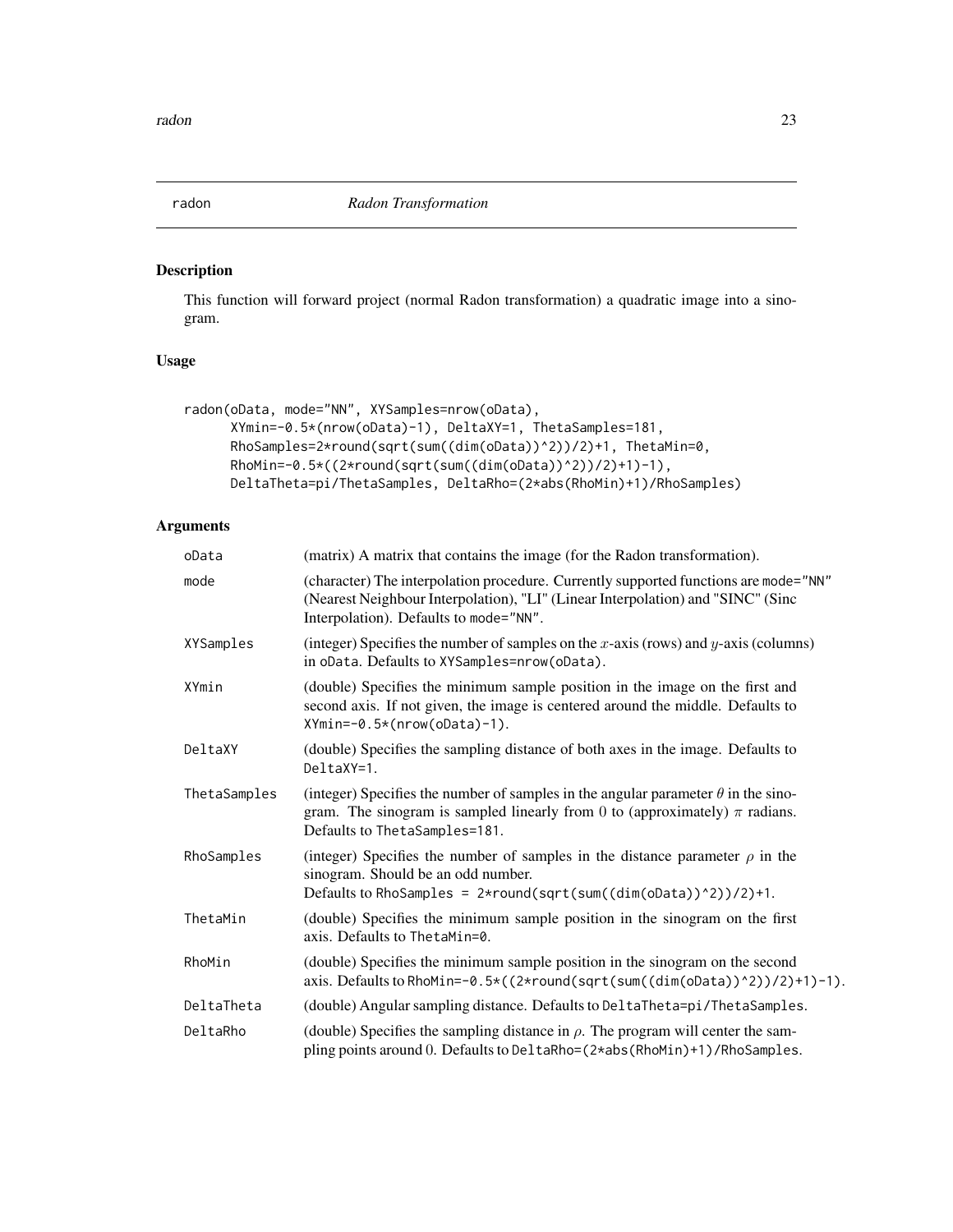radon *Radon Transformation*

## Description

This function will forward project (normal Radon transformation) a quadratic image into a sinogram.

## Usage

```
radon(oData, mode="NN", XYSamples=nrow(oData),
      XYmin=-0.5*(nrow(oData)-1), DeltaXY=1, ThetaSamples=181,
      RhoSamples=2*round(sqrt(sum((dim(oData))^2))/2)+1, ThetaMin=0,
      RhoMin=-0.5*((2*round(sqrt(sum((dim(oData))^2))/2)+1)-1),
      DeltaTheta=pi/ThetaSamples, DeltaRho=(2*abs(RhoMin)+1)/RhoSamples)
```

## Arguments

| | |
|---|---|
| oData | (matrix) A matrix that contains the image (for the Radon transformation). |
| mode | (character) The interpolation procedure. Currently supported functions are mode="NN" (Nearest Neighbour Interpolation), "LI" (Linear Interpolation) and "SINC" (Sinc Interpolation). Defaults to mode="NN". |
| XYSamples | (integer) Specifies the number of samples on the $x$-axis (rows) and $y$-axis (columns) in oData. Defaults to XYSamples=nrow(oData). |
| XYmin | (double) Specifies the minimum sample position in the image on the first and second axis. If not given, the image is centered around the middle. Defaults to XYmin=-0.5*(nrow(oData)-1). |
| DeltaXY | (double) Specifies the sampling distance of both axes in the image. Defaults to DeltaXY=1. |
| ThetaSamples | (integer) Specifies the number of samples in the angular parameter $\theta$ in the sinogram. The sinogram is sampled linearly from 0 to (approximately) $\pi$ radians. Defaults to ThetaSamples=181. |
| RhoSamples | (integer) Specifies the number of samples in the distance parameter $\rho$ in the sinogram. Should be an odd number. Defaults to RhoSamples = 2*round(sqrt(sum((dim(oData))^2))/2)+1. |
| ThetaMin | (double) Specifies the minimum sample position in the sinogram on the first axis. Defaults to ThetaMin=0. |
| RhoMin | (double) Specifies the minimum sample position in the sinogram on the second axis. Defaults to RhoMin=-0.5*((2*round(sqrt(sum((dim(oData))^2))/2)+1)-1). |
| DeltaTheta | (double) Angular sampling distance. Defaults to DeltaTheta=pi/ThetaSamples. |
| DeltaRho | (double) Specifies the sampling distance in $\rho$. The program will center the sampling points around 0. Defaults to DeltaRho=(2*abs(RhoMin)+1)/RhoSamples. |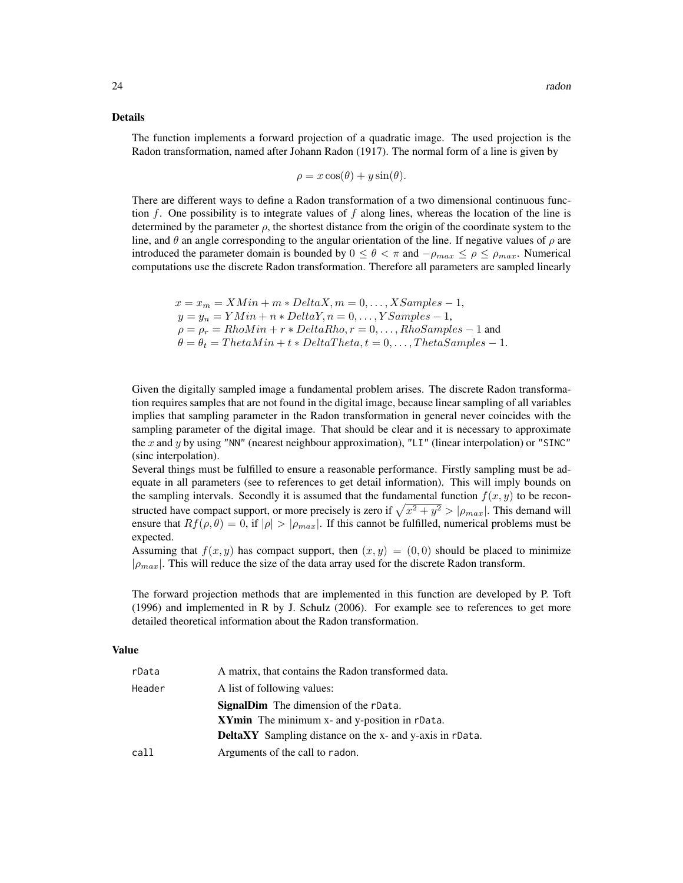## Details

The function implements a forward projection of a quadratic image. The used projection is the Radon transformation, named after Johann Radon (1917). The normal form of a line is given by

$$\rho = x\cos(\theta) + y\sin(\theta).$$

There are different ways to define a Radon transformation of a two dimensional continuous function $f$. One possibility is to integrate values of $f$ along lines, whereas the location of the line is determined by the parameter $\rho$, the shortest distance from the origin of the coordinate system to the line, and $\theta$ an angle corresponding to the angular orientation of the line. If negative values of $\rho$ are introduced the parameter domain is bounded by $0 \leq \theta < \pi$ and $-\rho_{max} \leq \rho \leq \rho_{max}$. Numerical computations use the discrete Radon transformation. Therefore all parameters are sampled linearly

$x = x_m = XMin + m * DeltaX, m = 0, \ldots, XSamples - 1,$
$y = y_n = YMin + n * DeltaY, n = 0, \ldots, YSamples - 1,$
$\rho = \rho_r = RhoMin + r * DeltaRho, r = 0, \ldots, RhoSamples - 1$ and
$\theta = \theta_t = ThetaMin + t * DeltaTheta, t = 0, \ldots, ThetaSamples - 1.$

Given the digitally sampled image a fundamental problem arises. The discrete Radon transformation requires samples that are not found in the digital image, because linear sampling of all variables implies that sampling parameter in the Radon transformation in general never coincides with the sampling parameter of the digital image. That should be clear and it is necessary to approximate the $x$ and $y$ by using "NN" (nearest neighbour approximation), "LI" (linear interpolation) or "SINC" (sinc interpolation).

Several things must be fulfilled to ensure a reasonable performance. Firstly sampling must be adequate in all parameters (see to references to get detail information). This will imply bounds on the sampling intervals. Secondly it is assumed that the fundamental function $f(x, y)$ to be reconstructed have compact support, or more precisely is zero if $\sqrt{x^2 + y^2} > |\rho_{max}|$. This demand will ensure that $Rf(\rho, \theta) = 0$, if $|\rho| > |\rho_{max}|$. If this cannot be fulfilled, numerical problems must be expected.

Assuming that $f(x, y)$ has compact support, then $(x, y) = (0, 0)$ should be placed to minimize $|\rho_{max}|$. This will reduce the size of the data array used for the discrete Radon transform.

The forward projection methods that are implemented in this function are developed by P. Toft (1996) and implemented in R by J. Schulz (2006). For example see to references to get more detailed theoretical information about the Radon transformation.

## Value

| | |
|---|---|
| rData | A matrix, that contains the Radon transformed data. |
| Header | A list of following values:<br>**SignalDim** The dimension of the rData.<br>**XYmin** The minimum x- and y-position in rData.<br>**DeltaXY** Sampling distance on the x- and y-axis in rData. |
| call | Arguments of the call to radon. |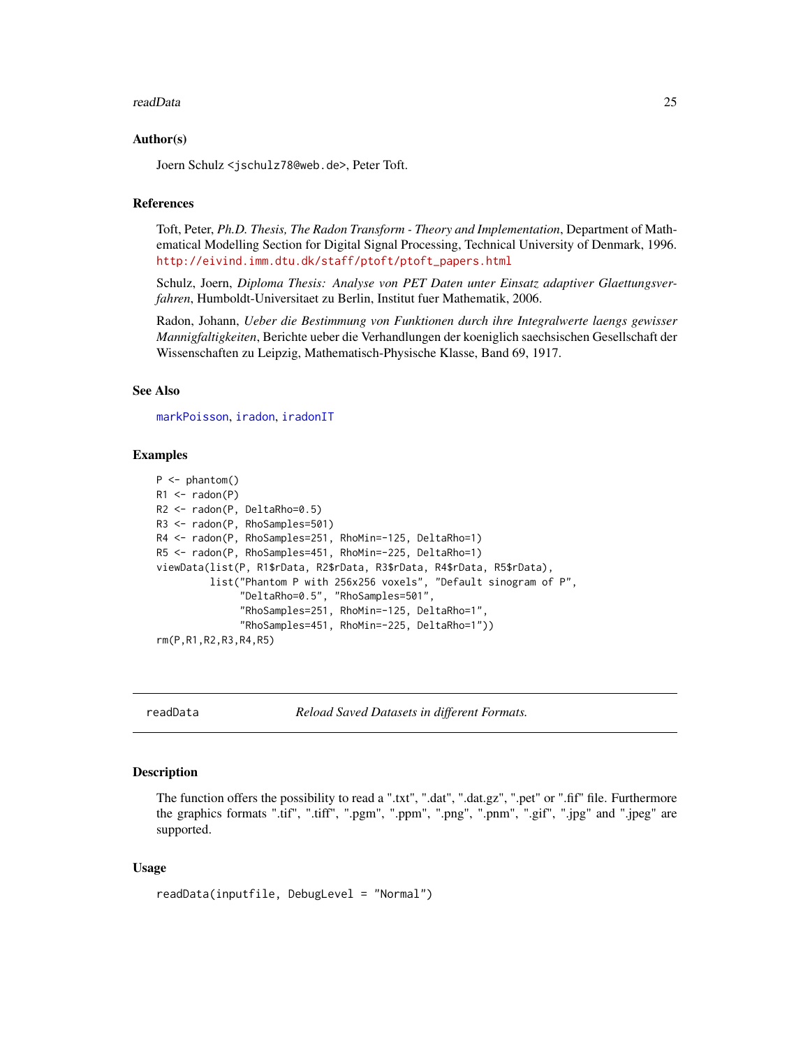### Author(s)

Joern Schulz <jschulz78@web.de>, Peter Toft.

### References

Toft, Peter, *Ph.D. Thesis, The Radon Transform - Theory and Implementation*, Department of Mathematical Modelling Section for Digital Signal Processing, Technical University of Denmark, 1996. http://eivind.imm.dtu.dk/staff/ptoft/ptoft_papers.html

Schulz, Joern, *Diploma Thesis: Analyse von PET Daten unter Einsatz adaptiver Glaettungsverfahren*, Humboldt-Universitaet zu Berlin, Institut fuer Mathematik, 2006.

Radon, Johann, *Ueber die Bestimmung von Funktionen durch ihre Integralwerte laengs gewisser Mannigfaltigkeiten*, Berichte ueber die Verhandlungen der koeniglich saechsischen Gesellschaft der Wissenschaften zu Leipzig, Mathematisch-Physische Klasse, Band 69, 1917.

### See Also

markPoisson, iradon, iradonIT

### Examples

```
P <- phantom()
R1 <- radon(P)
R2 <- radon(P, DeltaRho=0.5)
R3 <- radon(P, RhoSamples=501)
R4 <- radon(P, RhoSamples=251, RhoMin=-125, DeltaRho=1)
R5 <- radon(P, RhoSamples=451, RhoMin=-225, DeltaRho=1)
viewData(list(P, R1$rData, R2$rData, R3$rData, R4$rData, R5$rData),
         list("Phantom P with 256x256 voxels", "Default sinogram of P",
              "DeltaRho=0.5", "RhoSamples=501",
              "RhoSamples=251, RhoMin=-125, DeltaRho=1",
              "RhoSamples=451, RhoMin=-225, DeltaRho=1"))
rm(P,R1,R2,R3,R4,R5)
```

---

## readData — *Reload Saved Datasets in different Formats.*

### Description

The function offers the possibility to read a ".txt", ".dat", ".dat.gz", ".pet" or ".fif" file. Furthermore the graphics formats ".tif", ".tiff", ".pgm", ".ppm", ".png", ".pnm", ".gif", ".jpg" and ".jpeg" are supported.

### Usage

```
readData(inputfile, DebugLevel = "Normal")
```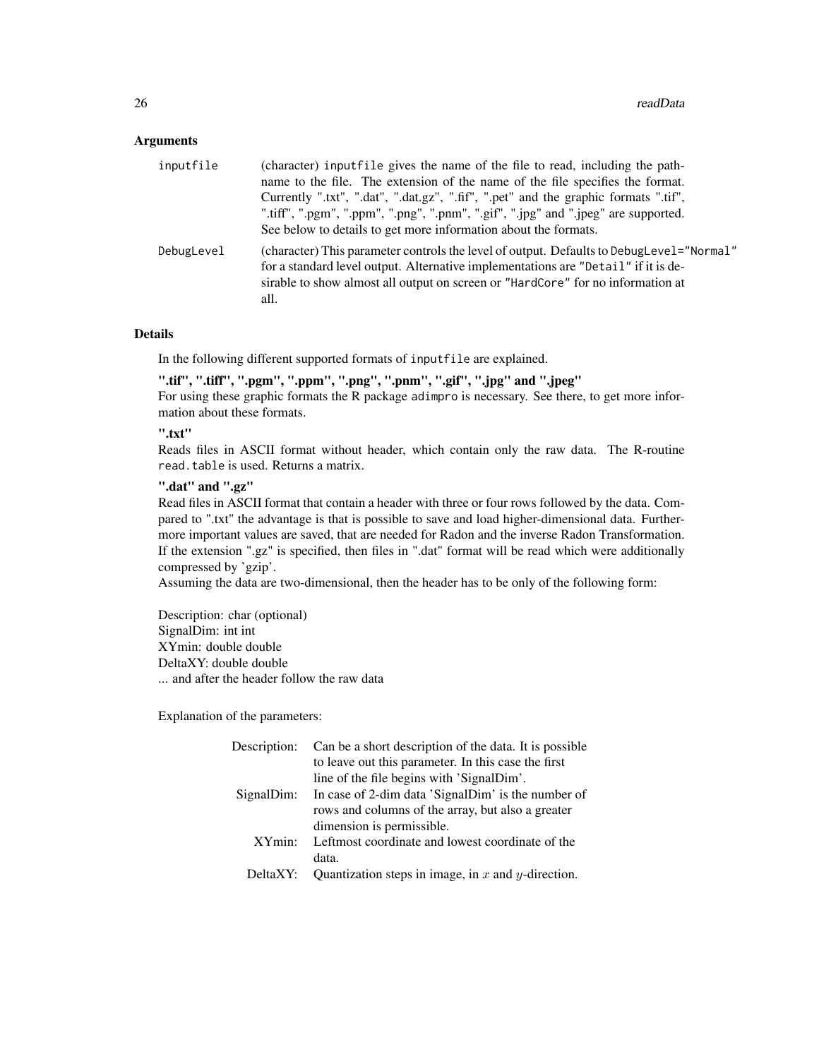## Arguments

| | |
|---|---|
| `inputfile` | (character) `inputfile` gives the name of the file to read, including the path-name to the file. The extension of the name of the file specifies the format. Currently ".txt", ".dat", ".dat.gz", ".fif", ".pet" and the graphic formats ".tif", ".tiff", ".pgm", ".ppm", ".png", ".pnm", ".gif", ".jpg" and ".jpeg" are supported. See below to details to get more information about the formats. |
| `DebugLevel` | (character) This parameter controls the level of output. Defaults to `DebugLevel="Normal"` for a standard level output. Alternative implementations are `"Detail"` if it is desirable to show almost all output on screen or `"HardCore"` for no information at all. |

## Details

In the following different supported formats of `inputfile` are explained.

**".tif", ".tiff", ".pgm", ".ppm", ".png", ".pnm", ".gif", ".jpg" and ".jpeg"**
For using these graphic formats the R package `adimpro` is necessary. See there, to get more information about these formats.

**".txt"**
Reads files in ASCII format without header, which contain only the raw data. The R-routine `read.table` is used. Returns a matrix.

**".dat" and ".gz"**
Read files in ASCII format that contain a header with three or four rows followed by the data. Compared to ".txt" the advantage is that is possible to save and load higher-dimensional data. Furthermore important values are saved, that are needed for Radon and the inverse Radon Transformation. If the extension ".gz" is specified, then files in ".dat" format will be read which were additionally compressed by 'gzip'.
Assuming the data are two-dimensional, then the header has to be only of the following form:

Description: char (optional)
SignalDim: int int
XYmin: double double
DeltaXY: double double
... and after the header follow the raw data

Explanation of the parameters:

| | |
|---|---|
| Description: | Can be a short description of the data. It is possible to leave out this parameter. In this case the first line of the file begins with 'SignalDim'. |
| SignalDim: | In case of 2-dim data 'SignalDim' is the number of rows and columns of the array, but also a greater dimension is permissible. |
| XYmin: | Leftmost coordinate and lowest coordinate of the data. |
| DeltaXY: | Quantization steps in image, in $x$ and $y$-direction. |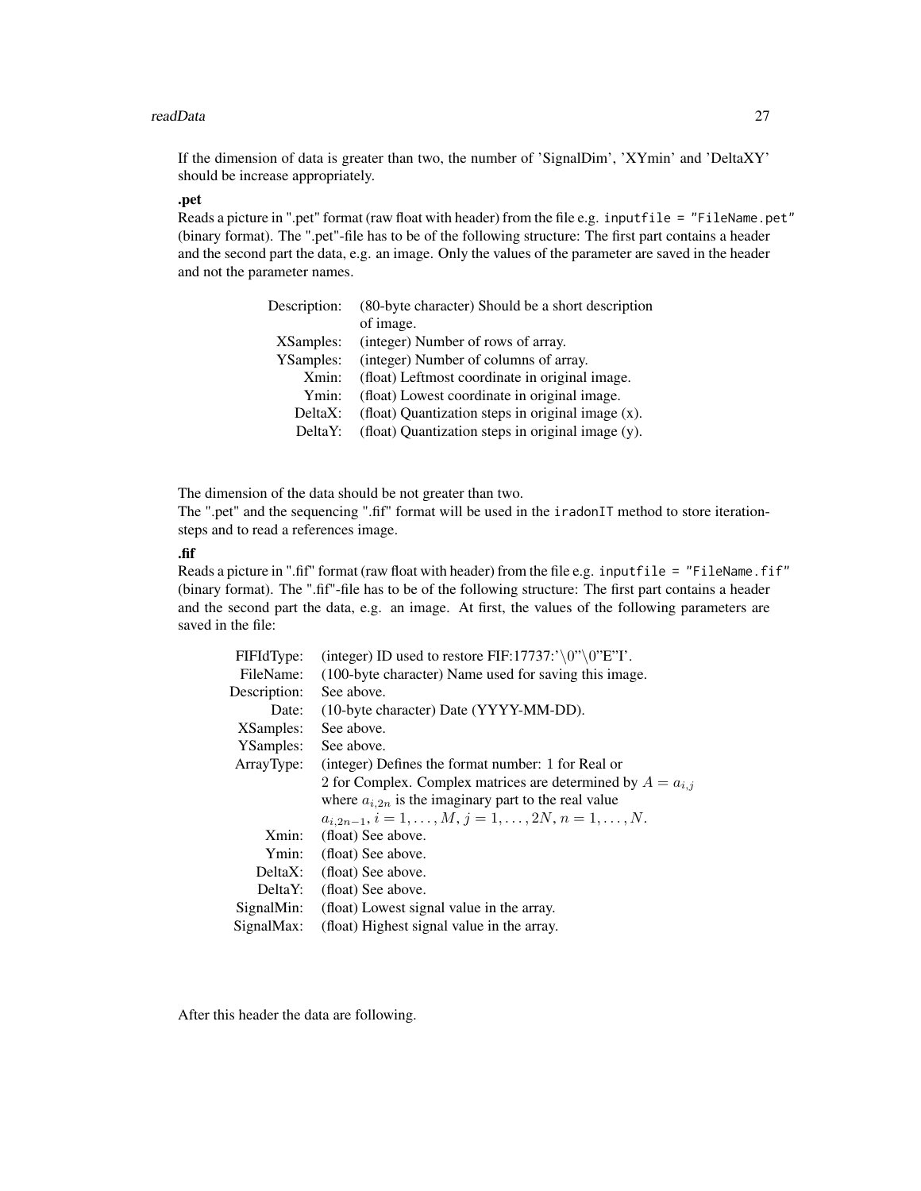If the dimension of data is greater than two, the number of 'SignalDim', 'XYmin' and 'DeltaXY' should be increase appropriately.

**.pet**

Reads a picture in ".pet" format (raw float with header) from the file e.g. `inputfile = "FileName.pet"` (binary format). The ".pet"-file has to be of the following structure: The first part contains a header and the second part the data, e.g. an image. Only the values of the parameter are saved in the header and not the parameter names.

| | |
|---|---|
| Description: | (80-byte character) Should be a short description of image. |
| XSamples: | (integer) Number of rows of array. |
| YSamples: | (integer) Number of columns of array. |
| Xmin: | (float) Leftmost coordinate in original image. |
| Ymin: | (float) Lowest coordinate in original image. |
| DeltaX: | (float) Quantization steps in original image (x). |
| DeltaY: | (float) Quantization steps in original image (y). |

The dimension of the data should be not greater than two.
The ".pet" and the sequencing ".fif" format will be used in the `iradonIT` method to store iteration-steps and to read a references image.

**.fif**

Reads a picture in ".fif" format (raw float with header) from the file e.g. `inputfile = "FileName.fif"` (binary format). The ".fif"-file has to be of the following structure: The first part contains a header and the second part the data, e.g. an image. At first, the values of the following parameters are saved in the file:

| | |
|---|---|
| FIFIdType: | (integer) ID used to restore FIF:17737:'\0''\0''E''I'. |
| FileName: | (100-byte character) Name used for saving this image. |
| Description: | See above. |
| Date: | (10-byte character) Date (YYYY-MM-DD). |
| XSamples: | See above. |
| YSamples: | See above. |
| ArrayType: | (integer) Defines the format number: 1 for Real or 2 for Complex. Complex matrices are determined by $A = a_{i,j}$ where $a_{i,2n}$ is the imaginary part to the real value $a_{i,2n-1}, i = 1, \ldots, M, j = 1, \ldots, 2N, n = 1, \ldots, N$. |
| Xmin: | (float) See above. |
| Ymin: | (float) See above. |
| DeltaX: | (float) See above. |
| DeltaY: | (float) See above. |
| SignalMin: | (float) Lowest signal value in the array. |
| SignalMax: | (float) Highest signal value in the array. |

After this header the data are following.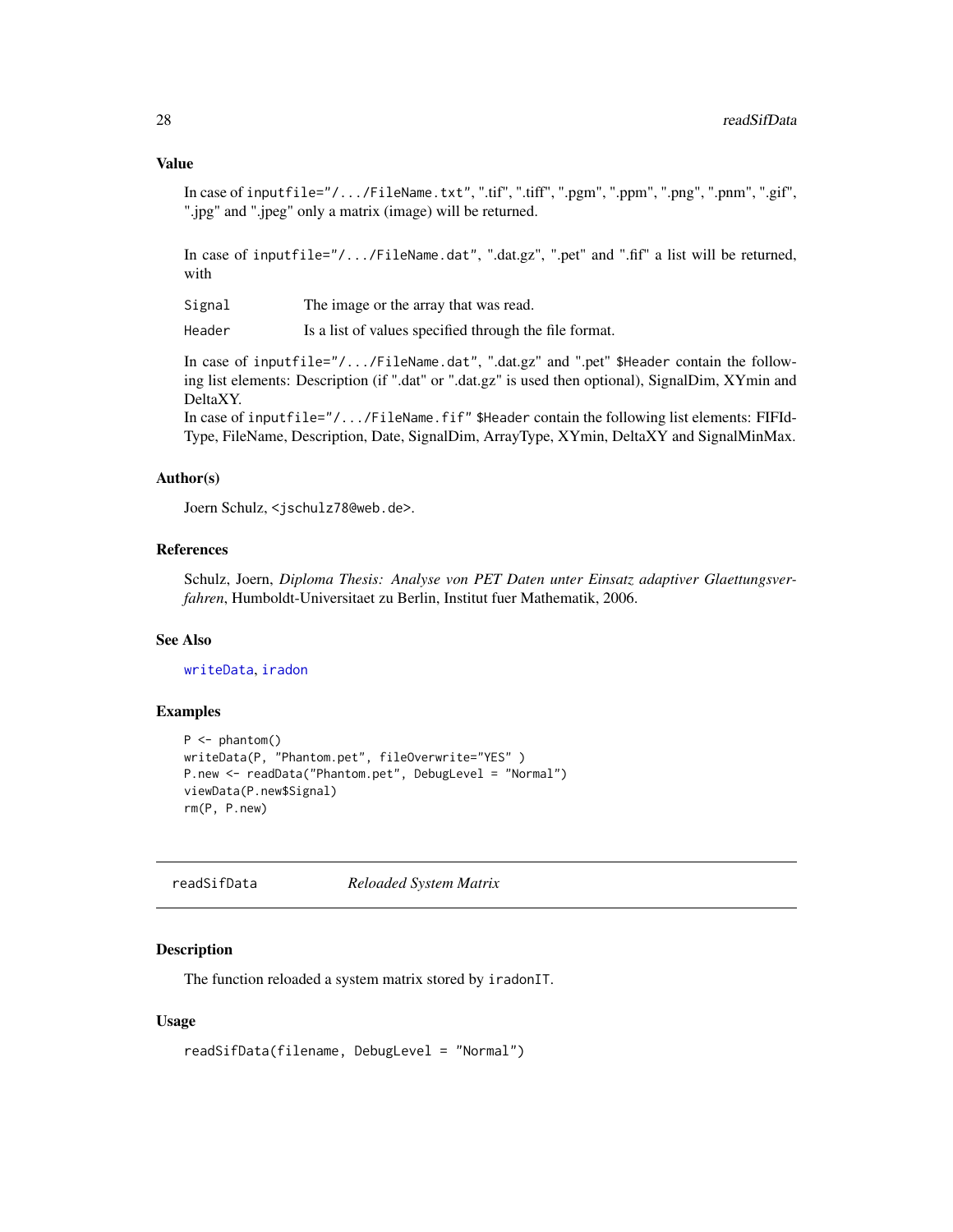### Value

In case of `inputfile="/.../FileName.txt"`, ".tif", ".tiff", ".pgm", ".ppm", ".png", ".pnm", ".gif", ".jpg" and ".jpeg" only a matrix (image) will be returned.

In case of `inputfile="/.../FileName.dat"`, ".dat.gz", ".pet" and ".fif" a list will be returned, with

| | |
|---|---|
| `Signal` | The image or the array that was read. |
| `Header` | Is a list of values specified through the file format. |

In case of `inputfile="/.../FileName.dat"`, ".dat.gz" and ".pet" `$Header` contain the following list elements: Description (if ".dat" or ".dat.gz" is used then optional), SignalDim, XYmin and DeltaXY.
In case of `inputfile="/.../FileName.fif"` `$Header` contain the following list elements: FIFIdType, FileName, Description, Date, SignalDim, ArrayType, XYmin, DeltaXY and SignalMinMax.

### Author(s)

Joern Schulz, <jschulz78@web.de>.

### References

Schulz, Joern, *Diploma Thesis: Analyse von PET Daten unter Einsatz adaptiver Glaettungsverfahren*, Humboldt-Universitaet zu Berlin, Institut fuer Mathematik, 2006.

### See Also

`writeData`, `iradon`

### Examples

```
P <- phantom()
writeData(P, "Phantom.pet", fileOverwrite="YES" )
P.new <- readData("Phantom.pet", DebugLevel = "Normal")
viewData(P.new$Signal)
rm(P, P.new)
```

---

## readSifData *Reloaded System Matrix*

---

### Description

The function reloaded a system matrix stored by `iradonIT`.

### Usage

```
readSifData(filename, DebugLevel = "Normal")
```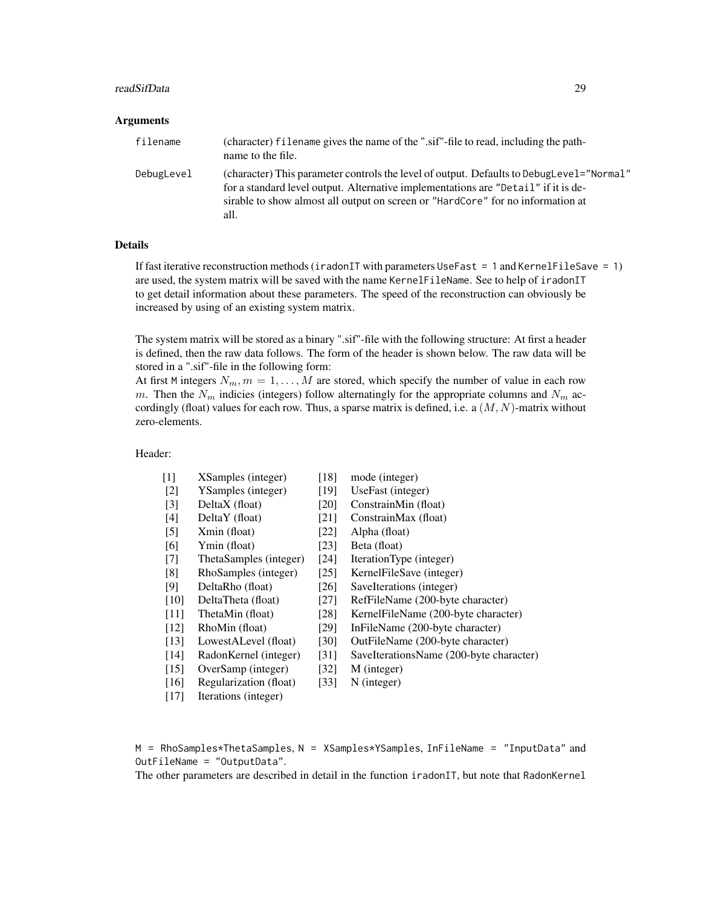### Arguments

| | |
|---|---|
| `filename` | (character) `filename` gives the name of the ".sif"-file to read, including the pathname to the file. |
| `DebugLevel` | (character) This parameter controls the level of output. Defaults to `DebugLevel="Normal"` for a standard level output. Alternative implementations are `"Detail"` if it is desirable to show almost all output on screen or `"HardCore"` for no information at all. |

### Details

If fast iterative reconstruction methods (`iradonIT` with parameters `UseFast = 1` and `KernelFileSave = 1`) are used, the system matrix will be saved with the name `KernelFileName`. See to help of `iradonIT` to get detail information about these parameters. The speed of the reconstruction can obviously be increased by using of an existing system matrix.

The system matrix will be stored as a binary ".sif"-file with the following structure: At first a header is defined, then the raw data follows. The form of the header is shown below. The raw data will be stored in a ".sif"-file in the following form:
At first `M` integers $N_m, m = 1, \ldots, M$ are stored, which specify the number of value in each row $m$. Then the $N_m$ indicies (integers) follow alternatingly for the appropriate columns and $N_m$ accordingly (float) values for each row. Thus, a sparse matrix is defined, i.e. a $(M, N)$-matrix without zero-elements.

Header:

| | | | |
|---|---|---|---|
| [1] | XSamples (integer) | [18] | mode (integer) |
| [2] | YSamples (integer) | [19] | UseFast (integer) |
| [3] | DeltaX (float) | [20] | ConstrainMin (float) |
| [4] | DeltaY (float) | [21] | ConstrainMax (float) |
| [5] | Xmin (float) | [22] | Alpha (float) |
| [6] | Ymin (float) | [23] | Beta (float) |
| [7] | ThetaSamples (integer) | [24] | IterationType (integer) |
| [8] | RhoSamples (integer) | [25] | KernelFileSave (integer) |
| [9] | DeltaRho (float) | [26] | SaveIterations (integer) |
| [10] | DeltaTheta (float) | [27] | RefFileName (200-byte character) |
| [11] | ThetaMin (float) | [28] | KernelFileName (200-byte character) |
| [12] | RhoMin (float) | [29] | InFileName (200-byte character) |
| [13] | LowestALevel (float) | [30] | OutFileName (200-byte character) |
| [14] | RadonKernel (integer) | [31] | SaveIterationsName (200-byte character) |
| [15] | OverSamp (integer) | [32] | M (integer) |
| [16] | Regularization (float) | [33] | N (integer) |
| [17] | Iterations (integer) | | |

`M = RhoSamples*ThetaSamples`, `N = XSamples*YSamples`, `InFileName = "InputData"` and `OutFileName = "OutputData"`.
The other parameters are described in detail in the function `iradonIT`, but note that `RadonKernel`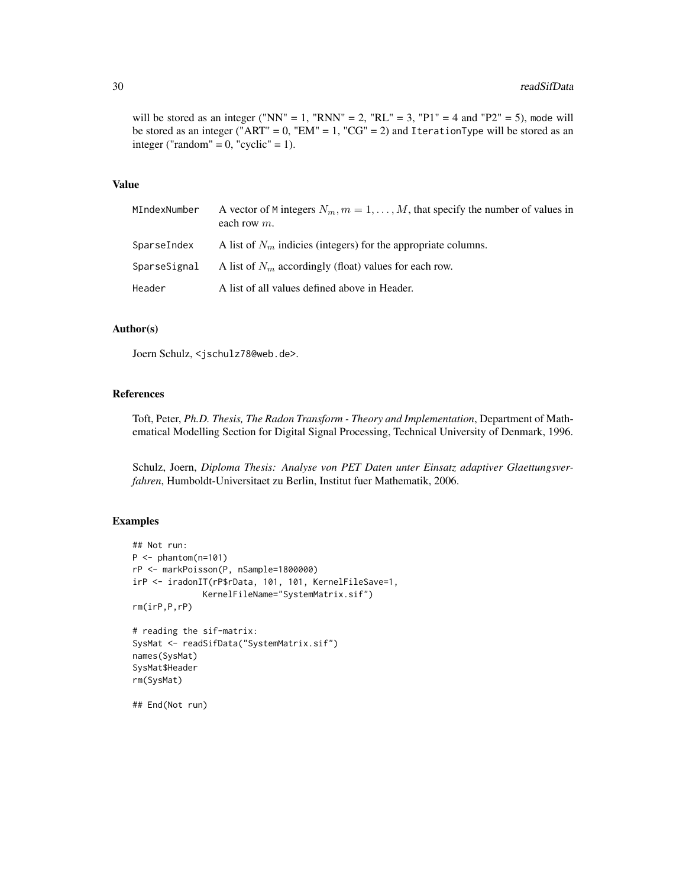will be stored as an integer ("NN" = 1, "RNN" = 2, "RL" = 3, "P1" = 4 and "P2" = 5), mode will be stored as an integer ("ART" = 0, "EM" = 1, "CG" = 2) and IterationType will be stored as an integer ("random" = 0, "cyclic" = 1).

## Value

| | |
|---|---|
| MIndexNumber | A vector of M integers $N_m, m = 1, \ldots, M$, that specify the number of values in each row $m$. |
| SparseIndex | A list of $N_m$ indicies (integers) for the appropriate columns. |
| SparseSignal | A list of $N_m$ accordingly (float) values for each row. |
| Header | A list of all values defined above in Header. |

## Author(s)

Joern Schulz, <jschulz78@web.de>.

## References

Toft, Peter, *Ph.D. Thesis, The Radon Transform - Theory and Implementation*, Department of Mathematical Modelling Section for Digital Signal Processing, Technical University of Denmark, 1996.

Schulz, Joern, *Diploma Thesis: Analyse von PET Daten unter Einsatz adaptiver Glaettungsverfahren*, Humboldt-Universitaet zu Berlin, Institut fuer Mathematik, 2006.

## Examples

```
## Not run:
P <- phantom(n=101)
rP <- markPoisson(P, nSample=1800000)
irP <- iradonIT(rP$rData, 101, 101, KernelFileSave=1,
             KernelFileName="SystemMatrix.sif")
rm(irP,P,rP)

# reading the sif-matrix:
SysMat <- readSifData("SystemMatrix.sif")
names(SysMat)
SysMat$Header
rm(SysMat)

## End(Not run)
```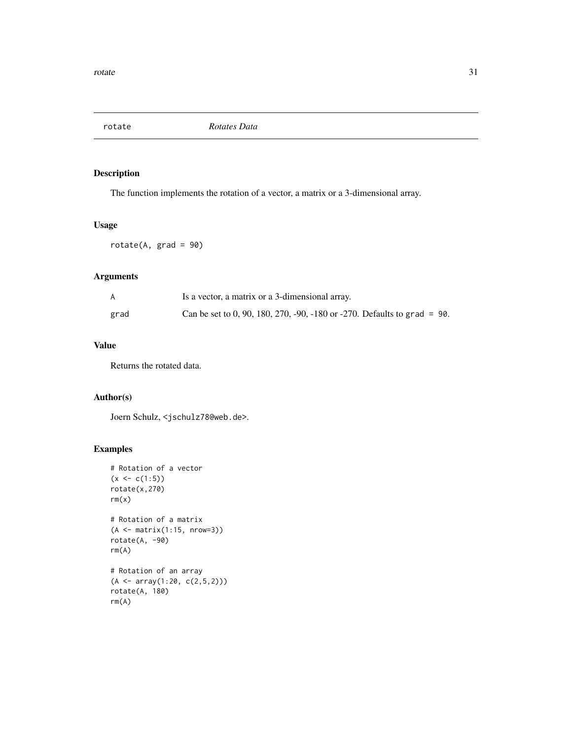## rotate *Rotates Data*

### Description

The function implements the rotation of a vector, a matrix or a 3-dimensional array.

### Usage

```
rotate(A, grad = 90)
```

### Arguments

| | |
|---|---|
| A | Is a vector, a matrix or a 3-dimensional array. |
| grad | Can be set to 0, 90, 180, 270, -90, -180 or -270. Defaults to `grad = 90`. |

### Value

Returns the rotated data.

### Author(s)

Joern Schulz, <jschulz78@web.de>.

### Examples

```
# Rotation of a vector
(x <- c(1:5))
rotate(x,270)
rm(x)

# Rotation of a matrix
(A <- matrix(1:15, nrow=3))
rotate(A, -90)
rm(A)

# Rotation of an array
(A <- array(1:20, c(2,5,2)))
rotate(A, 180)
rm(A)
```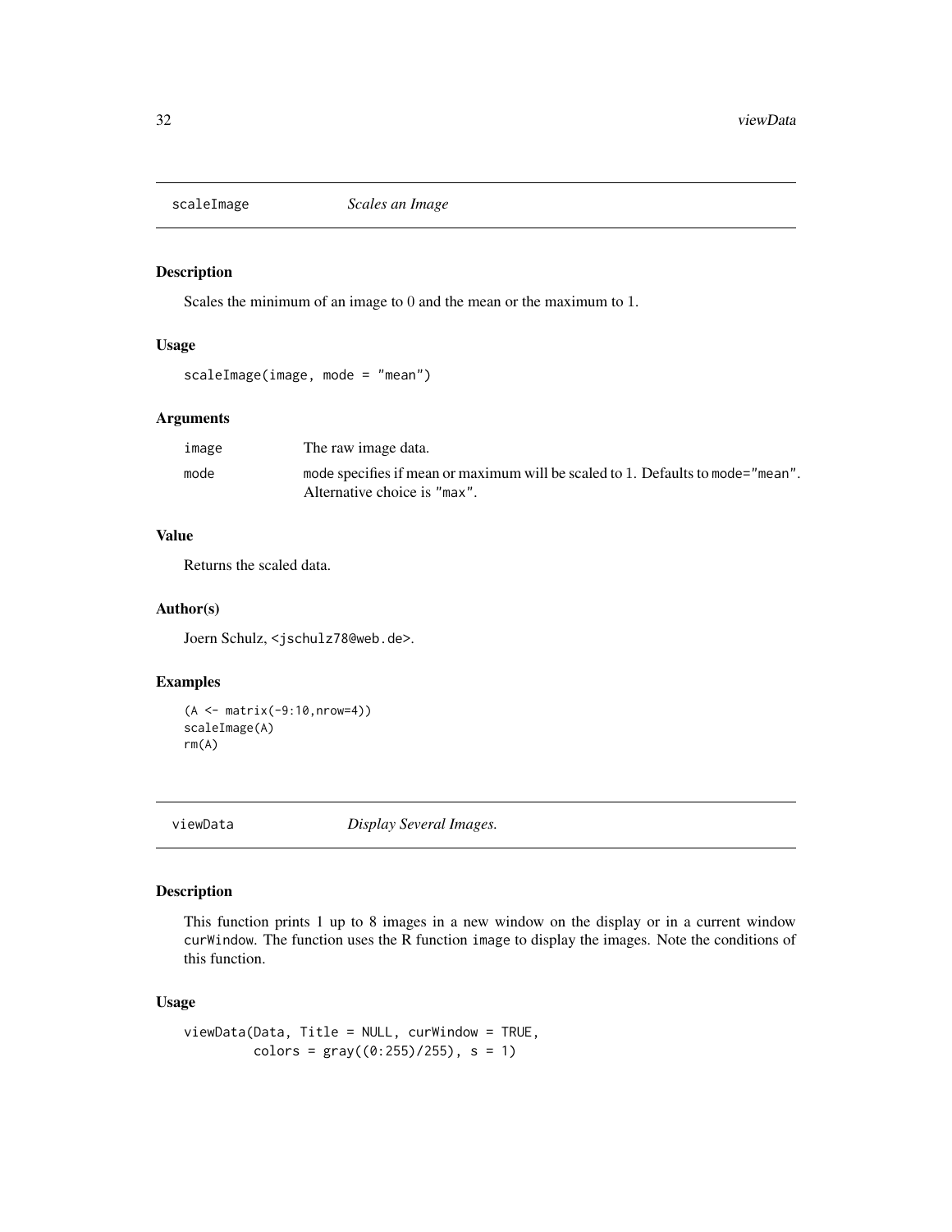## scaleImage *Scales an Image*

### Description

Scales the minimum of an image to 0 and the mean or the maximum to 1.

### Usage

```
scaleImage(image, mode = "mean")
```

### Arguments

| | |
|---|---|
| image | The raw image data. |
| mode | mode specifies if mean or maximum will be scaled to 1. Defaults to mode="mean". Alternative choice is "max". |

### Value

Returns the scaled data.

### Author(s)

Joern Schulz, <jschulz78@web.de>.

### Examples

```
(A <- matrix(-9:10,nrow=4))
scaleImage(A)
rm(A)
```

## viewData *Display Several Images.*

### Description

This function prints 1 up to 8 images in a new window on the display or in a current window curWindow. The function uses the R function image to display the images. Note the conditions of this function.

### Usage

```
viewData(Data, Title = NULL, curWindow = TRUE,
         colors = gray((0:255)/255), s = 1)
```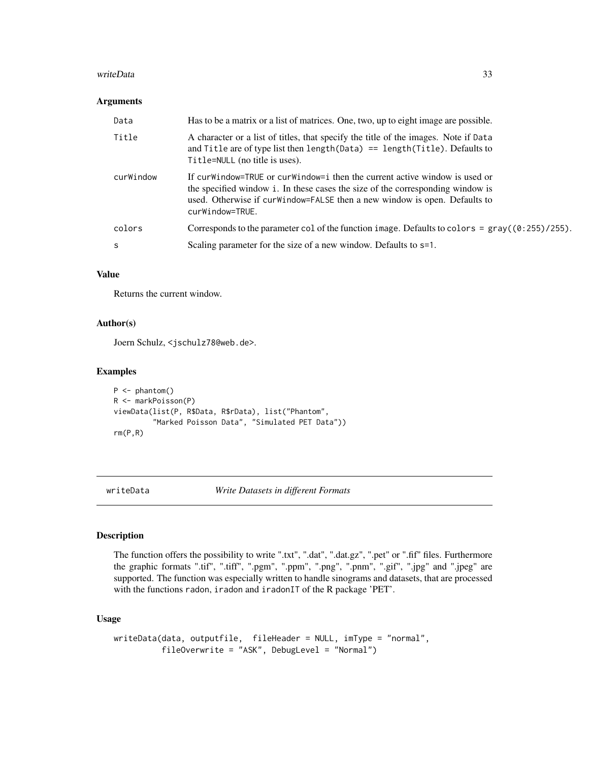### Arguments

| | |
|---|---|
| `Data` | Has to be a matrix or a list of matrices. One, two, up to eight image are possible. |
| `Title` | A character or a list of titles, that specify the title of the images. Note if `Data` and `Title` are of type list then `length(Data) == length(Title)`. Defaults to `Title=NULL` (no title is uses). |
| `curWindow` | If `curWindow=TRUE` or `curWindow=i` then the current active window is used or the specified window `i`. In these cases the size of the corresponding window is used. Otherwise if `curWindow=FALSE` then a new window is open. Defaults to `curWindow=TRUE`. |
| `colors` | Corresponds to the parameter `col` of the function `image`. Defaults to `colors = gray((0:255)/255)`. |
| `s` | Scaling parameter for the size of a new window. Defaults to `s=1`. |

### Value

Returns the current window.

### Author(s)

Joern Schulz, <jschulz78@web.de>.

### Examples

```
P <- phantom()
R <- markPoisson(P)
viewData(list(P, R$Data, R$rData), list("Phantom",
         "Marked Poisson Data", "Simulated PET Data"))
rm(P,R)
```

---

## writeData *Write Datasets in different Formats*

---

### Description

The function offers the possibility to write ".txt", ".dat", ".dat.gz", ".pet" or ".fif" files. Furthermore the graphic formats ".tif", ".tiff", ".pgm", ".ppm", ".png", ".pnm", ".gif", ".jpg" and ".jpeg" are supported. The function was especially written to handle sinograms and datasets, that are processed with the functions `radon`, `iradon` and `iradonIT` of the R package 'PET'.

### Usage

```
writeData(data, outputfile,  fileHeader = NULL, imType = "normal",
          fileOverwrite = "ASK", DebugLevel = "Normal")
```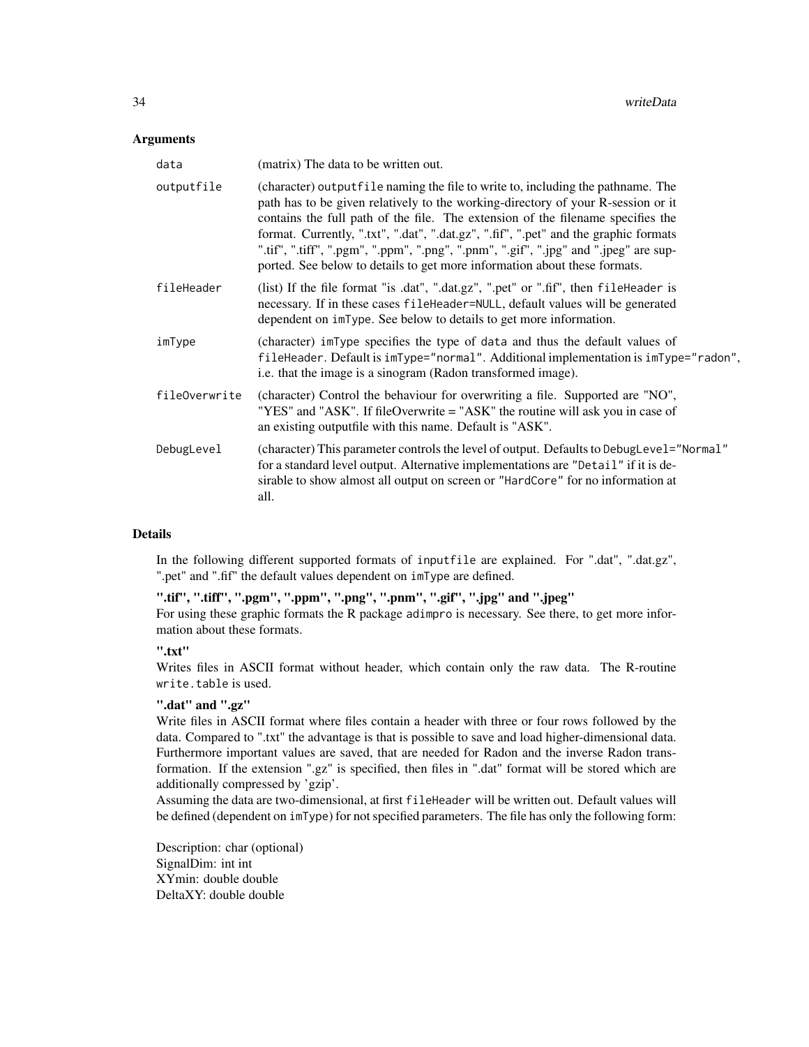### Arguments

| | |
|---|---|
| data | (matrix) The data to be written out. |
| outputfile | (character) outputfile naming the file to write to, including the pathname. The path has to be given relatively to the working-directory of your R-session or it contains the full path of the file. The extension of the filename specifies the format. Currently, ".txt", ".dat", ".dat.gz", ".fif", ".pet" and the graphic formats ".tif", ".tiff", ".pgm", ".ppm", ".png", ".pnm", ".gif", ".jpg" and ".jpeg" are supported. See below to details to get more information about these formats. |
| fileHeader | (list) If the file format "is .dat", ".dat.gz", ".pet" or ".fif", then fileHeader is necessary. If in these cases fileHeader=NULL, default values will be generated dependent on imType. See below to details to get more information. |
| imType | (character) imType specifies the type of data and thus the default values of fileHeader. Default is imType="normal". Additional implementation is imType="radon", i.e. that the image is a sinogram (Radon transformed image). |
| fileOverwrite | (character) Control the behaviour for overwriting a file. Supported are "NO", "YES" and "ASK". If fileOverwrite = "ASK" the routine will ask you in case of an existing outputfile with this name. Default is "ASK". |
| DebugLevel | (character) This parameter controls the level of output. Defaults to DebugLevel="Normal" for a standard level output. Alternative implementations are "Detail" if it is desirable to show almost all output on screen or "HardCore" for no information at all. |

### Details

In the following different supported formats of inputfile are explained. For ".dat", ".dat.gz", ".pet" and ".fif" the default values dependent on imType are defined.

**".tif", ".tiff", ".pgm", ".ppm", ".png", ".pnm", ".gif", ".jpg" and ".jpeg"**
For using these graphic formats the R package adimpro is necessary. See there, to get more information about these formats.

**".txt"**
Writes files in ASCII format without header, which contain only the raw data. The R-routine write.table is used.

**".dat" and ".gz"**
Write files in ASCII format where files contain a header with three or four rows followed by the data. Compared to ".txt" the advantage is that is possible to save and load higher-dimensional data. Furthermore important values are saved, that are needed for Radon and the inverse Radon transformation. If the extension ".gz" is specified, then files in ".dat" format will be stored which are additionally compressed by 'gzip'.
Assuming the data are two-dimensional, at first fileHeader will be written out. Default values will be defined (dependent on imType) for not specified parameters. The file has only the following form:

Description: char (optional)
SignalDim: int int
XYmin: double double
DeltaXY: double double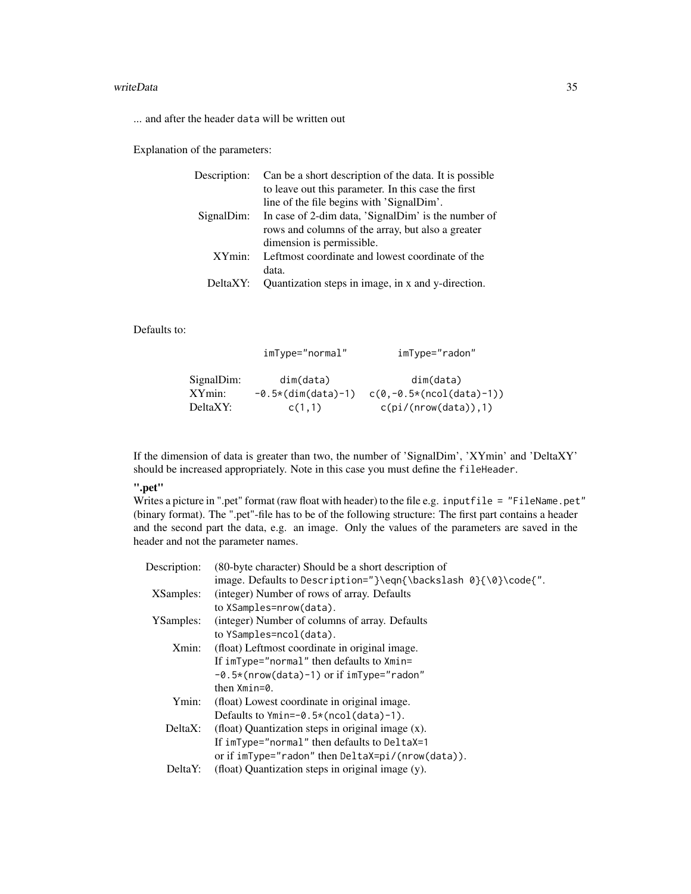... and after the header `data` will be written out

Explanation of the parameters:

| | |
|---|---|
| Description: | Can be a short description of the data. It is possible to leave out this parameter. In this case the first line of the file begins with 'SignalDim'. |
| SignalDim: | In case of 2-dim data, 'SignalDim' is the number of rows and columns of the array, but also a greater dimension is permissible. |
| XYmin: | Leftmost coordinate and lowest coordinate of the data. |
| DeltaXY: | Quantization steps in image, in x and y-direction. |

Defaults to:

| | imType="normal" | imType="radon" |
|---|---|---|
| SignalDim: | dim(data) | dim(data) |
| XYmin: | -0.5*(dim(data)-1) | c(0,-0.5*(ncol(data)-1)) |
| DeltaXY: | c(1,1) | c(pi/(nrow(data)),1) |

If the dimension of data is greater than two, the number of 'SignalDim', 'XYmin' and 'DeltaXY' should be increased appropriately. Note in this case you must define the `fileHeader`.

**".pet"**
Writes a picture in ".pet" format (raw float with header) to the file e.g. `inputfile = "FileName.pet"` (binary format). The ".pet"-file has to be of the following structure: The first part contains a header and the second part the data, e.g. an image. Only the values of the parameters are saved in the header and not the parameter names.

| | |
|---|---|
| Description: | (80-byte character) Should be a short description of image. Defaults to `Description="}\eqn{\backslash 0}{\0}\code{"`. |
| XSamples: | (integer) Number of rows of array. Defaults to `XSamples=nrow(data)`. |
| YSamples: | (integer) Number of columns of array. Defaults to `YSamples=ncol(data)`. |
| Xmin: | (float) Leftmost coordinate in original image. If `imType="normal"` then defaults to `Xmin= -0.5*(nrow(data)-1)` or if `imType="radon"` then `Xmin=0`. |
| Ymin: | (float) Lowest coordinate in original image. Defaults to `Ymin=-0.5*(ncol(data)-1)`. |
| DeltaX: | (float) Quantization steps in original image (x). If `imType="normal"` then defaults to `DeltaX=1` or if `imType="radon"` then `DeltaX=pi/(nrow(data))`. |
| DeltaY: | (float) Quantization steps in original image (y). |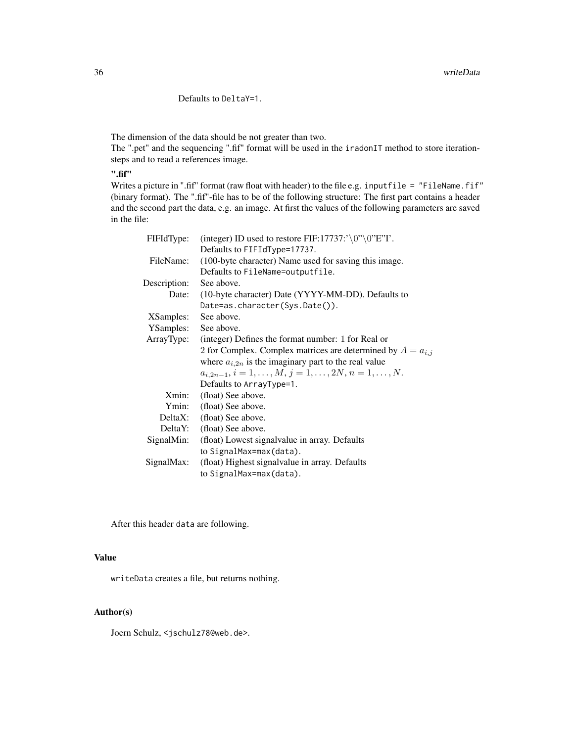Defaults to `DeltaY=1`.

The dimension of the data should be not greater than two.
The ".pet" and the sequencing ".fif" format will be used in the `iradonIT` method to store iteration-steps and to read a references image.

**".fif"**
Writes a picture in ".fif" format (raw float with header) to the file e.g. `inputfile = "FileName.fif"` (binary format). The ".fif"-file has to be of the following structure: The first part contains a header and the second part the data, e.g. an image. At first the values of the following parameters are saved in the file:

| | |
|---|---|
| FIFIdType: | (integer) ID used to restore FIF:17737:'\0"\0"E"I'. Defaults to `FIFIdType=17737`. |
| FileName: | (100-byte character) Name used for saving this image. Defaults to `FileName=outputfile`. |
| Description: | See above. |
| Date: | (10-byte character) Date (YYYY-MM-DD). Defaults to `Date=as.character(Sys.Date())`. |
| XSamples: | See above. |
| YSamples: | See above. |
| ArrayType: | (integer) Defines the format number: 1 for Real or 2 for Complex. Complex matrices are determined by $A = a_{i,j}$ where $a_{i,2n}$ is the imaginary part to the real value $a_{i,2n-1}, i = 1, \ldots, M, j = 1, \ldots, 2N, n = 1, \ldots, N$. Defaults to `ArrayType=1`. |
| Xmin: | (float) See above. |
| Ymin: | (float) See above. |
| DeltaX: | (float) See above. |
| DeltaY: | (float) See above. |
| SignalMin: | (float) Lowest signalvalue in array. Defaults to `SignalMax=max(data)`. |
| SignalMax: | (float) Highest signalvalue in array. Defaults to `SignalMax=max(data)`. |

After this header `data` are following.

## Value

`writeData` creates a file, but returns nothing.

## Author(s)

Joern Schulz, `<jschulz78@web.de>`.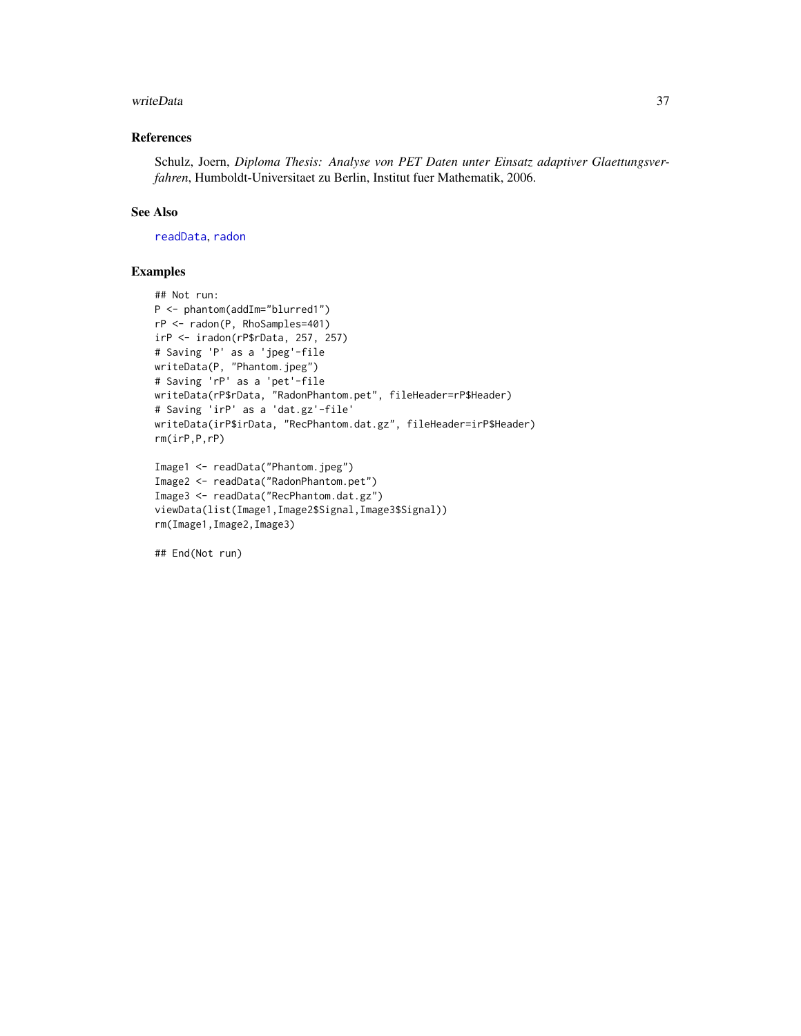## References

Schulz, Joern, *Diploma Thesis: Analyse von PET Daten unter Einsatz adaptiver Glaettungsverfahren*, Humboldt-Universitaet zu Berlin, Institut fuer Mathematik, 2006.

## See Also

readData, radon

## Examples

```
## Not run:
P <- phantom(addIm="blurred1")
rP <- radon(P, RhoSamples=401)
irP <- iradon(rP$rData, 257, 257)
# Saving 'P' as a 'jpeg'-file
writeData(P, "Phantom.jpeg")
# Saving 'rP' as a 'pet'-file
writeData(rP$rData, "RadonPhantom.pet", fileHeader=rP$Header)
# Saving 'irP' as a 'dat.gz'-file
writeData(irP$irData, "RecPhantom.dat.gz", fileHeader=irP$Header)
rm(irP,P,rP)

Image1 <- readData("Phantom.jpeg")
Image2 <- readData("RadonPhantom.pet")
Image3 <- readData("RecPhantom.dat.gz")
viewData(list(Image1,Image2$Signal,Image3$Signal))
rm(Image1,Image2,Image3)

## End(Not run)
```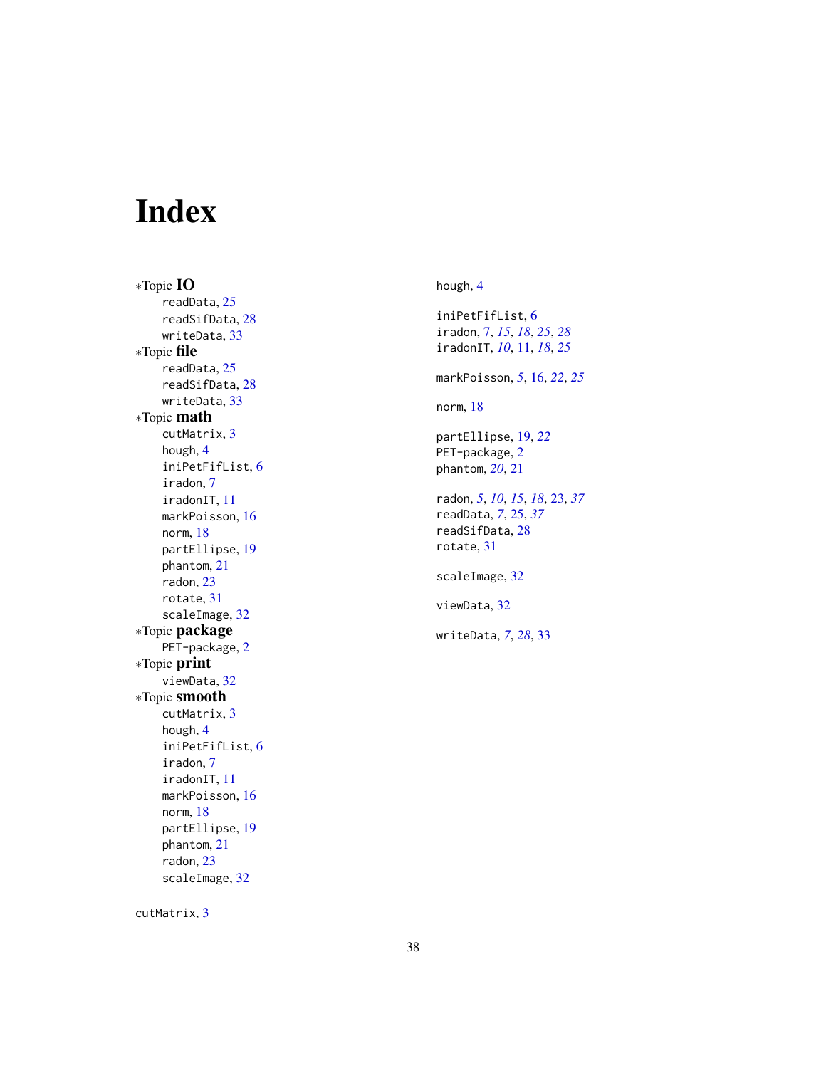# Index

*Topic **IO**
- readData, 25
- readSifData, 28
- writeData, 33

*Topic **file**
- readData, 25
- readSifData, 28
- writeData, 33

*Topic **math**
- cutMatrix, 3
- hough, 4
- iniPetFifList, 6
- iradon, 7
- iradonIT, 11
- markPoisson, 16
- norm, 18
- partEllipse, 19
- phantom, 21
- radon, 23
- rotate, 31
- scaleImage, 32

*Topic **package**
- PET-package, 2

*Topic **print**
- viewData, 32

*Topic **smooth**
- cutMatrix, 3
- hough, 4
- iniPetFifList, 6
- iradon, 7
- iradonIT, 11
- markPoisson, 16
- norm, 18
- partEllipse, 19
- phantom, 21
- radon, 23
- scaleImage, 32

cutMatrix, 3

hough, 4

iniPetFifList, 6
iradon, 7, *15*, *18*, *25*, *28*
iradonIT, *10*, 11, *18*, *25*

markPoisson, *5*, 16, *22*, *25*

norm, 18

partEllipse, 19, *22*
PET-package, 2
phantom, *20*, 21

radon, *5*, *10*, *15*, *18*, 23, *37*
readData, *7*, 25, *37*
readSifData, 28
rotate, 31

scaleImage, 32

viewData, 32

writeData, *7*, *28*, 33